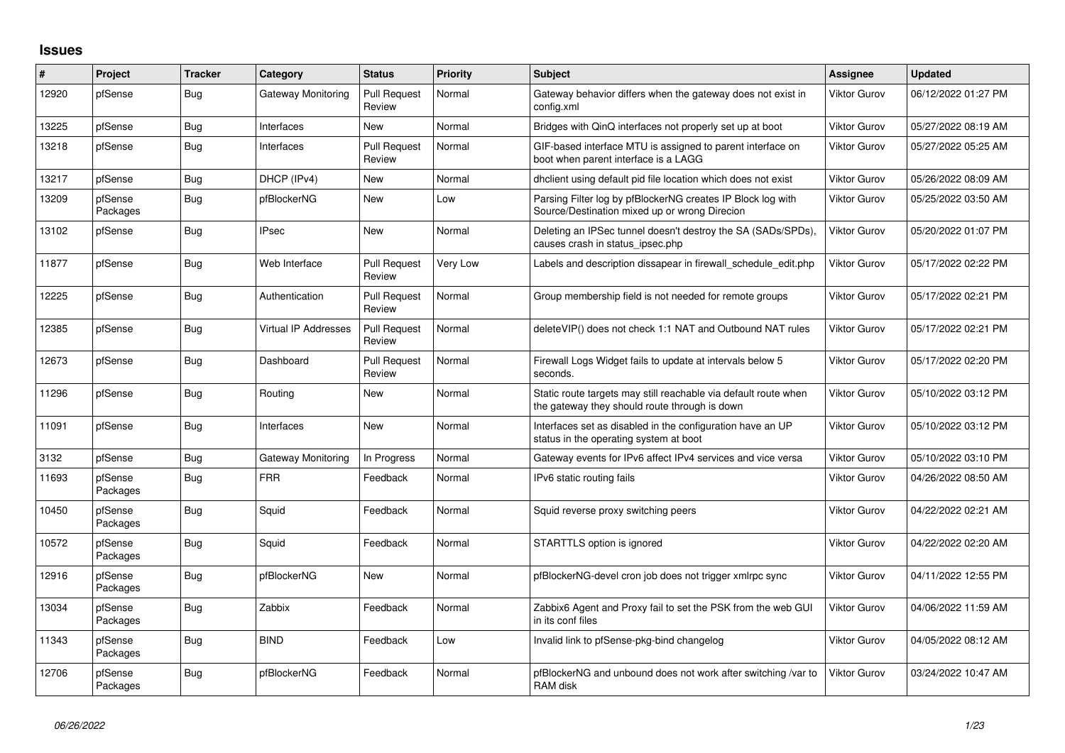## Issues

| # | Project | Tracker | Category | Status | Priority | Subject | Assignee | Updated |
|---|---|---|---|---|---|---|---|---|
| 12920 | pfSense | Bug | Gateway Monitoring | Pull Request Review | Normal | Gateway behavior differs when the gateway does not exist in config.xml | Viktor Gurov | 06/12/2022 01:27 PM |
| 13225 | pfSense | Bug | Interfaces | New | Normal | Bridges with QinQ interfaces not properly set up at boot | Viktor Gurov | 05/27/2022 08:19 AM |
| 13218 | pfSense | Bug | Interfaces | Pull Request Review | Normal | GIF-based interface MTU is assigned to parent interface on boot when parent interface is a LAGG | Viktor Gurov | 05/27/2022 05:25 AM |
| 13217 | pfSense | Bug | DHCP (IPv4) | New | Normal | dhclient using default pid file location which does not exist | Viktor Gurov | 05/26/2022 08:09 AM |
| 13209 | pfSense Packages | Bug | pfBlockerNG | New | Low | Parsing Filter log by pfBlockerNG creates IP Block log with Source/Destination mixed up or wrong Direcion | Viktor Gurov | 05/25/2022 03:50 AM |
| 13102 | pfSense | Bug | IPsec | New | Normal | Deleting an IPSec tunnel doesn't destroy the SA (SADs/SPDs), causes crash in status_ipsec.php | Viktor Gurov | 05/20/2022 01:07 PM |
| 11877 | pfSense | Bug | Web Interface | Pull Request Review | Very Low | Labels and description dissapear in firewall_schedule_edit.php | Viktor Gurov | 05/17/2022 02:22 PM |
| 12225 | pfSense | Bug | Authentication | Pull Request Review | Normal | Group membership field is not needed for remote groups | Viktor Gurov | 05/17/2022 02:21 PM |
| 12385 | pfSense | Bug | Virtual IP Addresses | Pull Request Review | Normal | deleteVIP() does not check 1:1 NAT and Outbound NAT rules | Viktor Gurov | 05/17/2022 02:21 PM |
| 12673 | pfSense | Bug | Dashboard | Pull Request Review | Normal | Firewall Logs Widget fails to update at intervals below 5 seconds. | Viktor Gurov | 05/17/2022 02:20 PM |
| 11296 | pfSense | Bug | Routing | New | Normal | Static route targets may still reachable via default route when the gateway they should route through is down | Viktor Gurov | 05/10/2022 03:12 PM |
| 11091 | pfSense | Bug | Interfaces | New | Normal | Interfaces set as disabled in the configuration have an UP status in the operating system at boot | Viktor Gurov | 05/10/2022 03:12 PM |
| 3132 | pfSense | Bug | Gateway Monitoring | In Progress | Normal | Gateway events for IPv6 affect IPv4 services and vice versa | Viktor Gurov | 05/10/2022 03:10 PM |
| 11693 | pfSense Packages | Bug | FRR | Feedback | Normal | IPv6 static routing fails | Viktor Gurov | 04/26/2022 08:50 AM |
| 10450 | pfSense Packages | Bug | Squid | Feedback | Normal | Squid reverse proxy switching peers | Viktor Gurov | 04/22/2022 02:21 AM |
| 10572 | pfSense Packages | Bug | Squid | Feedback | Normal | STARTTLS option is ignored | Viktor Gurov | 04/22/2022 02:20 AM |
| 12916 | pfSense Packages | Bug | pfBlockerNG | New | Normal | pfBlockerNG-devel cron job does not trigger xmlrpc sync | Viktor Gurov | 04/11/2022 12:55 PM |
| 13034 | pfSense Packages | Bug | Zabbix | Feedback | Normal | Zabbix6 Agent and Proxy fail to set the PSK from the web GUI in its conf files | Viktor Gurov | 04/06/2022 11:59 AM |
| 11343 | pfSense Packages | Bug | BIND | Feedback | Low | Invalid link to pfSense-pkg-bind changelog | Viktor Gurov | 04/05/2022 08:12 AM |
| 12706 | pfSense Packages | Bug | pfBlockerNG | Feedback | Normal | pfBlockerNG and unbound does not work after switching /var to RAM disk | Viktor Gurov | 03/24/2022 10:47 AM |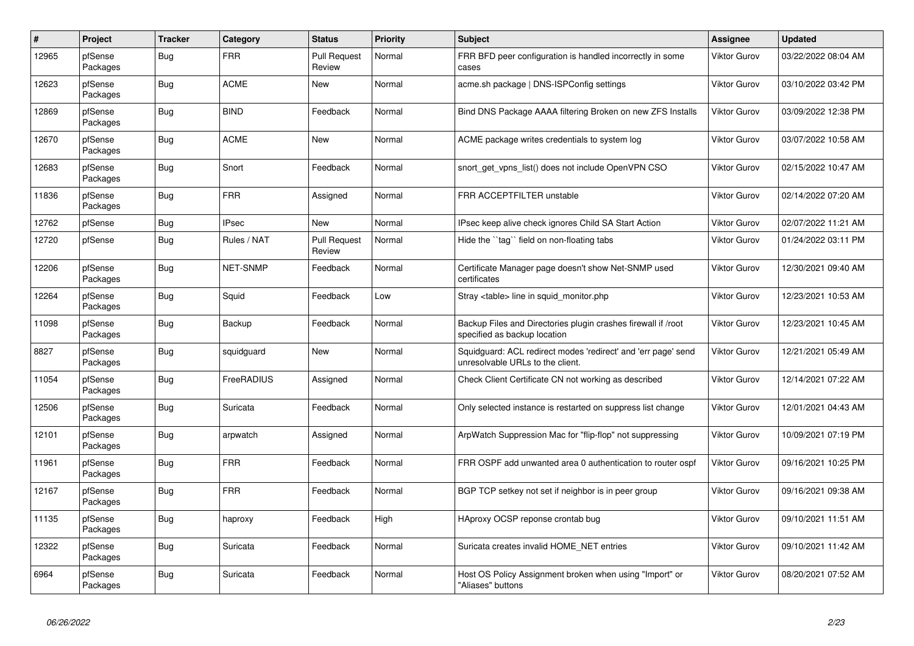| # | Project | Tracker | Category | Status | Priority | Subject | Assignee | Updated |
|---|---|---|---|---|---|---|---|---|
| 12965 | pfSense Packages | Bug | FRR | Pull Request Review | Normal | FRR BFD peer configuration is handled incorrectly in some cases | Viktor Gurov | 03/22/2022 08:04 AM |
| 12623 | pfSense Packages | Bug | ACME | New | Normal | acme.sh package \| DNS-ISPConfig settings | Viktor Gurov | 03/10/2022 03:42 PM |
| 12869 | pfSense Packages | Bug | BIND | Feedback | Normal | Bind DNS Package AAAA filtering Broken on new ZFS Installs | Viktor Gurov | 03/09/2022 12:38 PM |
| 12670 | pfSense Packages | Bug | ACME | New | Normal | ACME package writes credentials to system log | Viktor Gurov | 03/07/2022 10:58 AM |
| 12683 | pfSense Packages | Bug | Snort | Feedback | Normal | snort_get_vpns_list() does not include OpenVPN CSO | Viktor Gurov | 02/15/2022 10:47 AM |
| 11836 | pfSense Packages | Bug | FRR | Assigned | Normal | FRR ACCEPTFILTER unstable | Viktor Gurov | 02/14/2022 07:20 AM |
| 12762 | pfSense | Bug | IPsec | New | Normal | IPsec keep alive check ignores Child SA Start Action | Viktor Gurov | 02/07/2022 11:21 AM |
| 12720 | pfSense | Bug | Rules / NAT | Pull Request Review | Normal | Hide the ``tag`` field on non-floating tabs | Viktor Gurov | 01/24/2022 03:11 PM |
| 12206 | pfSense Packages | Bug | NET-SNMP | Feedback | Normal | Certificate Manager page doesn't show Net-SNMP used certificates | Viktor Gurov | 12/30/2021 09:40 AM |
| 12264 | pfSense Packages | Bug | Squid | Feedback | Low | Stray <table> line in squid_monitor.php | Viktor Gurov | 12/23/2021 10:53 AM |
| 11098 | pfSense Packages | Bug | Backup | Feedback | Normal | Backup Files and Directories plugin crashes firewall if /root specified as backup location | Viktor Gurov | 12/23/2021 10:45 AM |
| 8827 | pfSense Packages | Bug | squidguard | New | Normal | Squidguard: ACL redirect modes 'redirect' and 'err page' send unresolvable URLs to the client. | Viktor Gurov | 12/21/2021 05:49 AM |
| 11054 | pfSense Packages | Bug | FreeRADIUS | Assigned | Normal | Check Client Certificate CN not working as described | Viktor Gurov | 12/14/2021 07:22 AM |
| 12506 | pfSense Packages | Bug | Suricata | Feedback | Normal | Only selected instance is restarted on suppress list change | Viktor Gurov | 12/01/2021 04:43 AM |
| 12101 | pfSense Packages | Bug | arpwatch | Assigned | Normal | ArpWatch Suppression Mac for "flip-flop" not suppressing | Viktor Gurov | 10/09/2021 07:19 PM |
| 11961 | pfSense Packages | Bug | FRR | Feedback | Normal | FRR OSPF add unwanted area 0 authentication to router ospf | Viktor Gurov | 09/16/2021 10:25 PM |
| 12167 | pfSense Packages | Bug | FRR | Feedback | Normal | BGP TCP setkey not set if neighbor is in peer group | Viktor Gurov | 09/16/2021 09:38 AM |
| 11135 | pfSense Packages | Bug | haproxy | Feedback | High | HAproxy OCSP reponse crontab bug | Viktor Gurov | 09/10/2021 11:51 AM |
| 12322 | pfSense Packages | Bug | Suricata | Feedback | Normal | Suricata creates invalid HOME_NET entries | Viktor Gurov | 09/10/2021 11:42 AM |
| 6964 | pfSense Packages | Bug | Suricata | Feedback | Normal | Host OS Policy Assignment broken when using "Import" or "Aliases" buttons | Viktor Gurov | 08/20/2021 07:52 AM |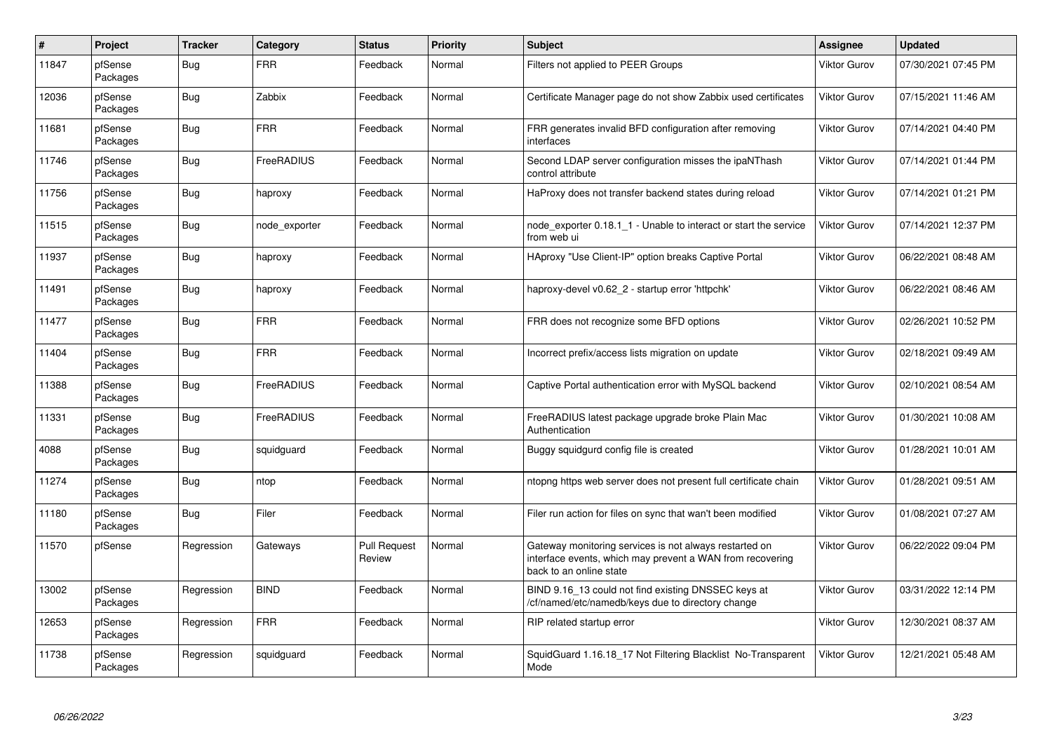| # | Project | Tracker | Category | Status | Priority | Subject | Assignee | Updated |
|---|---|---|---|---|---|---|---|---|
| 11847 | pfSense Packages | Bug | FRR | Feedback | Normal | Filters not applied to PEER Groups | Viktor Gurov | 07/30/2021 07:45 PM |
| 12036 | pfSense Packages | Bug | Zabbix | Feedback | Normal | Certificate Manager page do not show Zabbix used certificates | Viktor Gurov | 07/15/2021 11:46 AM |
| 11681 | pfSense Packages | Bug | FRR | Feedback | Normal | FRR generates invalid BFD configuration after removing interfaces | Viktor Gurov | 07/14/2021 04:40 PM |
| 11746 | pfSense Packages | Bug | FreeRADIUS | Feedback | Normal | Second LDAP server configuration misses the ipaNThash control attribute | Viktor Gurov | 07/14/2021 01:44 PM |
| 11756 | pfSense Packages | Bug | haproxy | Feedback | Normal | HaProxy does not transfer backend states during reload | Viktor Gurov | 07/14/2021 01:21 PM |
| 11515 | pfSense Packages | Bug | node_exporter | Feedback | Normal | node_exporter 0.18.1_1 - Unable to interact or start the service from web ui | Viktor Gurov | 07/14/2021 12:37 PM |
| 11937 | pfSense Packages | Bug | haproxy | Feedback | Normal | HAproxy "Use Client-IP" option breaks Captive Portal | Viktor Gurov | 06/22/2021 08:48 AM |
| 11491 | pfSense Packages | Bug | haproxy | Feedback | Normal | haproxy-devel v0.62_2 - startup error 'httpchk' | Viktor Gurov | 06/22/2021 08:46 AM |
| 11477 | pfSense Packages | Bug | FRR | Feedback | Normal | FRR does not recognize some BFD options | Viktor Gurov | 02/26/2021 10:52 PM |
| 11404 | pfSense Packages | Bug | FRR | Feedback | Normal | Incorrect prefix/access lists migration on update | Viktor Gurov | 02/18/2021 09:49 AM |
| 11388 | pfSense Packages | Bug | FreeRADIUS | Feedback | Normal | Captive Portal authentication error with MySQL backend | Viktor Gurov | 02/10/2021 08:54 AM |
| 11331 | pfSense Packages | Bug | FreeRADIUS | Feedback | Normal | FreeRADIUS latest package upgrade broke Plain Mac Authentication | Viktor Gurov | 01/30/2021 10:08 AM |
| 4088 | pfSense Packages | Bug | squidguard | Feedback | Normal | Buggy squidgurd config file is created | Viktor Gurov | 01/28/2021 10:01 AM |
| 11274 | pfSense Packages | Bug | ntop | Feedback | Normal | ntopng https web server does not present full certificate chain | Viktor Gurov | 01/28/2021 09:51 AM |
| 11180 | pfSense Packages | Bug | Filer | Feedback | Normal | Filer run action for files on sync that wan't been modified | Viktor Gurov | 01/08/2021 07:27 AM |
| 11570 | pfSense | Regression | Gateways | Pull Request Review | Normal | Gateway monitoring services is not always restarted on interface events, which may prevent a WAN from recovering back to an online state | Viktor Gurov | 06/22/2022 09:04 PM |
| 13002 | pfSense Packages | Regression | BIND | Feedback | Normal | BIND 9.16_13 could not find existing DNSSEC keys at /cf/named/etc/namedb/keys due to directory change | Viktor Gurov | 03/31/2022 12:14 PM |
| 12653 | pfSense Packages | Regression | FRR | Feedback | Normal | RIP related startup error | Viktor Gurov | 12/30/2021 08:37 AM |
| 11738 | pfSense Packages | Regression | squidguard | Feedback | Normal | SquidGuard 1.16.18_17 Not Filtering Blacklist No-Transparent Mode | Viktor Gurov | 12/21/2021 05:48 AM |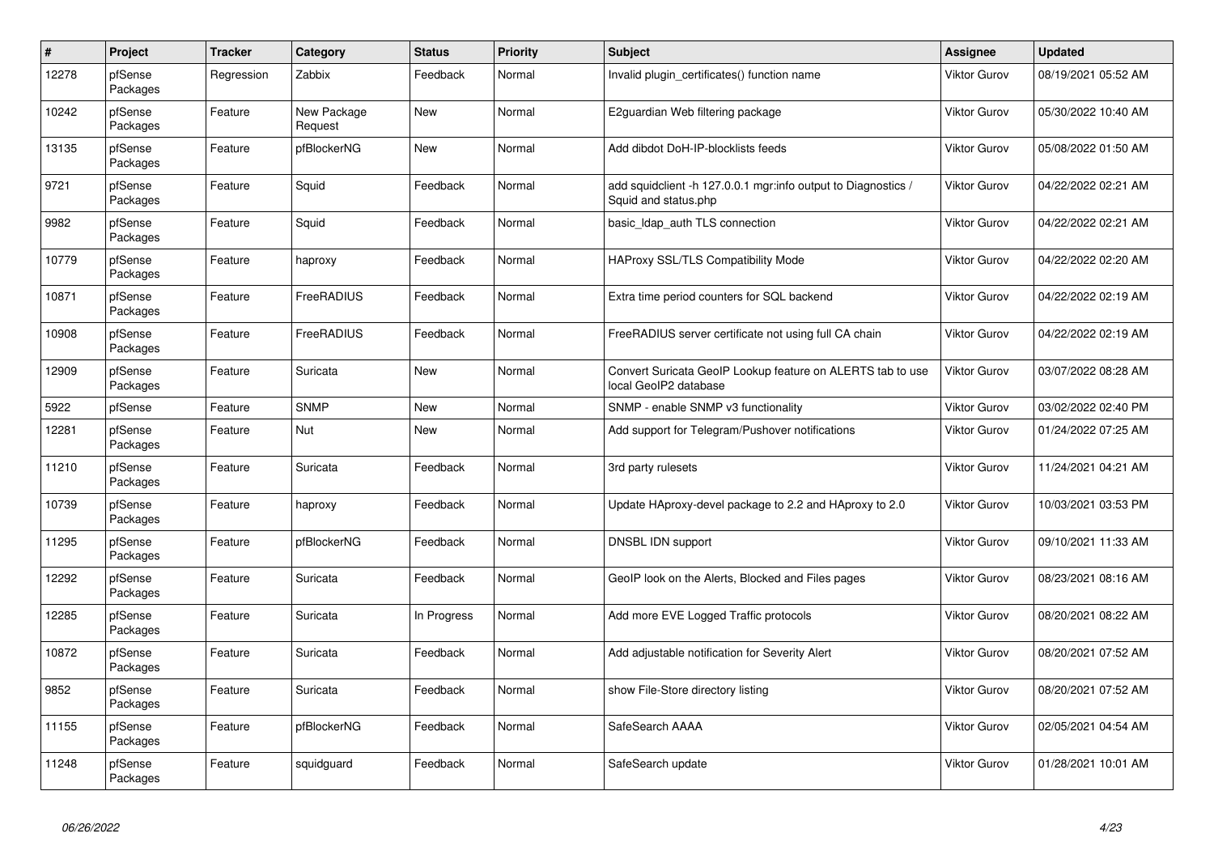| # | Project | Tracker | Category | Status | Priority | Subject | Assignee | Updated |
|---|---|---|---|---|---|---|---|---|
| 12278 | pfSense Packages | Regression | Zabbix | Feedback | Normal | Invalid plugin_certificates() function name | Viktor Gurov | 08/19/2021 05:52 AM |
| 10242 | pfSense Packages | Feature | New Package Request | New | Normal | E2guardian Web filtering package | Viktor Gurov | 05/30/2022 10:40 AM |
| 13135 | pfSense Packages | Feature | pfBlockerNG | New | Normal | Add dibdot DoH-IP-blocklists feeds | Viktor Gurov | 05/08/2022 01:50 AM |
| 9721 | pfSense Packages | Feature | Squid | Feedback | Normal | add squidclient -h 127.0.0.1 mgr:info output to Diagnostics / Squid and status.php | Viktor Gurov | 04/22/2022 02:21 AM |
| 9982 | pfSense Packages | Feature | Squid | Feedback | Normal | basic_ldap_auth TLS connection | Viktor Gurov | 04/22/2022 02:21 AM |
| 10779 | pfSense Packages | Feature | haproxy | Feedback | Normal | HAProxy SSL/TLS Compatibility Mode | Viktor Gurov | 04/22/2022 02:20 AM |
| 10871 | pfSense Packages | Feature | FreeRADIUS | Feedback | Normal | Extra time period counters for SQL backend | Viktor Gurov | 04/22/2022 02:19 AM |
| 10908 | pfSense Packages | Feature | FreeRADIUS | Feedback | Normal | FreeRADIUS server certificate not using full CA chain | Viktor Gurov | 04/22/2022 02:19 AM |
| 12909 | pfSense Packages | Feature | Suricata | New | Normal | Convert Suricata GeoIP Lookup feature on ALERTS tab to use local GeoIP2 database | Viktor Gurov | 03/07/2022 08:28 AM |
| 5922 | pfSense | Feature | SNMP | New | Normal | SNMP - enable SNMP v3 functionality | Viktor Gurov | 03/02/2022 02:40 PM |
| 12281 | pfSense Packages | Feature | Nut | New | Normal | Add support for Telegram/Pushover notifications | Viktor Gurov | 01/24/2022 07:25 AM |
| 11210 | pfSense Packages | Feature | Suricata | Feedback | Normal | 3rd party rulesets | Viktor Gurov | 11/24/2021 04:21 AM |
| 10739 | pfSense Packages | Feature | haproxy | Feedback | Normal | Update HAproxy-devel package to 2.2 and HAproxy to 2.0 | Viktor Gurov | 10/03/2021 03:53 PM |
| 11295 | pfSense Packages | Feature | pfBlockerNG | Feedback | Normal | DNSBL IDN support | Viktor Gurov | 09/10/2021 11:33 AM |
| 12292 | pfSense Packages | Feature | Suricata | Feedback | Normal | GeoIP look on the Alerts, Blocked and Files pages | Viktor Gurov | 08/23/2021 08:16 AM |
| 12285 | pfSense Packages | Feature | Suricata | In Progress | Normal | Add more EVE Logged Traffic protocols | Viktor Gurov | 08/20/2021 08:22 AM |
| 10872 | pfSense Packages | Feature | Suricata | Feedback | Normal | Add adjustable notification for Severity Alert | Viktor Gurov | 08/20/2021 07:52 AM |
| 9852 | pfSense Packages | Feature | Suricata | Feedback | Normal | show File-Store directory listing | Viktor Gurov | 08/20/2021 07:52 AM |
| 11155 | pfSense Packages | Feature | pfBlockerNG | Feedback | Normal | SafeSearch AAAA | Viktor Gurov | 02/05/2021 04:54 AM |
| 11248 | pfSense Packages | Feature | squidguard | Feedback | Normal | SafeSearch update | Viktor Gurov | 01/28/2021 10:01 AM |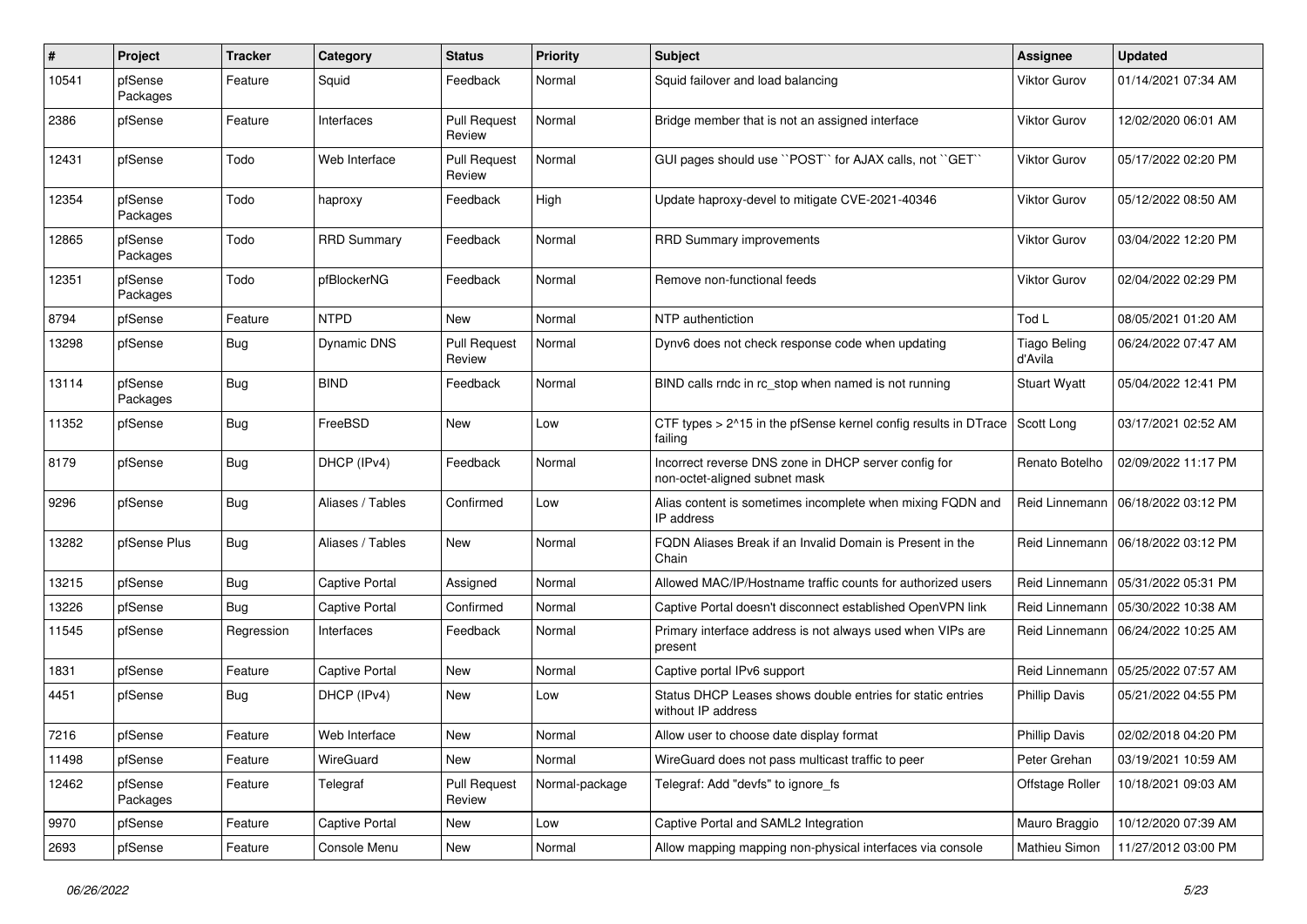| # | Project | Tracker | Category | Status | Priority | Subject | Assignee | Updated |
|---|---|---|---|---|---|---|---|---|
| 10541 | pfSense Packages | Feature | Squid | Feedback | Normal | Squid failover and load balancing | Viktor Gurov | 01/14/2021 07:34 AM |
| 2386 | pfSense | Feature | Interfaces | Pull Request Review | Normal | Bridge member that is not an assigned interface | Viktor Gurov | 12/02/2020 06:01 AM |
| 12431 | pfSense | Todo | Web Interface | Pull Request Review | Normal | GUI pages should use ``POST`` for AJAX calls, not ``GET`` | Viktor Gurov | 05/17/2022 02:20 PM |
| 12354 | pfSense Packages | Todo | haproxy | Feedback | High | Update haproxy-devel to mitigate CVE-2021-40346 | Viktor Gurov | 05/12/2022 08:50 AM |
| 12865 | pfSense Packages | Todo | RRD Summary | Feedback | Normal | RRD Summary improvements | Viktor Gurov | 03/04/2022 12:20 PM |
| 12351 | pfSense Packages | Todo | pfBlockerNG | Feedback | Normal | Remove non-functional feeds | Viktor Gurov | 02/04/2022 02:29 PM |
| 8794 | pfSense | Feature | NTPD | New | Normal | NTP authentiction | Tod L | 08/05/2021 01:20 AM |
| 13298 | pfSense | Bug | Dynamic DNS | Pull Request Review | Normal | Dynv6 does not check response code when updating | Tiago Beling d'Avila | 06/24/2022 07:47 AM |
| 13114 | pfSense Packages | Bug | BIND | Feedback | Normal | BIND calls rndc in rc_stop when named is not running | Stuart Wyatt | 05/04/2022 12:41 PM |
| 11352 | pfSense | Bug | FreeBSD | New | Low | CTF types > 2^15 in the pfSense kernel config results in DTrace failing | Scott Long | 03/17/2021 02:52 AM |
| 8179 | pfSense | Bug | DHCP (IPv4) | Feedback | Normal | Incorrect reverse DNS zone in DHCP server config for non-octet-aligned subnet mask | Renato Botelho | 02/09/2022 11:17 PM |
| 9296 | pfSense | Bug | Aliases / Tables | Confirmed | Low | Alias content is sometimes incomplete when mixing FQDN and IP address | Reid Linnemann | 06/18/2022 03:12 PM |
| 13282 | pfSense Plus | Bug | Aliases / Tables | New | Normal | FQDN Aliases Break if an Invalid Domain is Present in the Chain | Reid Linnemann | 06/18/2022 03:12 PM |
| 13215 | pfSense | Bug | Captive Portal | Assigned | Normal | Allowed MAC/IP/Hostname traffic counts for authorized users | Reid Linnemann | 05/31/2022 05:31 PM |
| 13226 | pfSense | Bug | Captive Portal | Confirmed | Normal | Captive Portal doesn't disconnect established OpenVPN link | Reid Linnemann | 05/30/2022 10:38 AM |
| 11545 | pfSense | Regression | Interfaces | Feedback | Normal | Primary interface address is not always used when VIPs are present | Reid Linnemann | 06/24/2022 10:25 AM |
| 1831 | pfSense | Feature | Captive Portal | New | Normal | Captive portal IPv6 support | Reid Linnemann | 05/25/2022 07:57 AM |
| 4451 | pfSense | Bug | DHCP (IPv4) | New | Low | Status DHCP Leases shows double entries for static entries without IP address | Phillip Davis | 05/21/2022 04:55 PM |
| 7216 | pfSense | Feature | Web Interface | New | Normal | Allow user to choose date display format | Phillip Davis | 02/02/2018 04:20 PM |
| 11498 | pfSense | Feature | WireGuard | New | Normal | WireGuard does not pass multicast traffic to peer | Peter Grehan | 03/19/2021 10:59 AM |
| 12462 | pfSense Packages | Feature | Telegraf | Pull Request Review | Normal-package | Telegraf: Add "devfs" to ignore_fs | Offstage Roller | 10/18/2021 09:03 AM |
| 9970 | pfSense | Feature | Captive Portal | New | Low | Captive Portal and SAML2 Integration | Mauro Braggio | 10/12/2020 07:39 AM |
| 2693 | pfSense | Feature | Console Menu | New | Normal | Allow mapping mapping non-physical interfaces via console | Mathieu Simon | 11/27/2012 03:00 PM |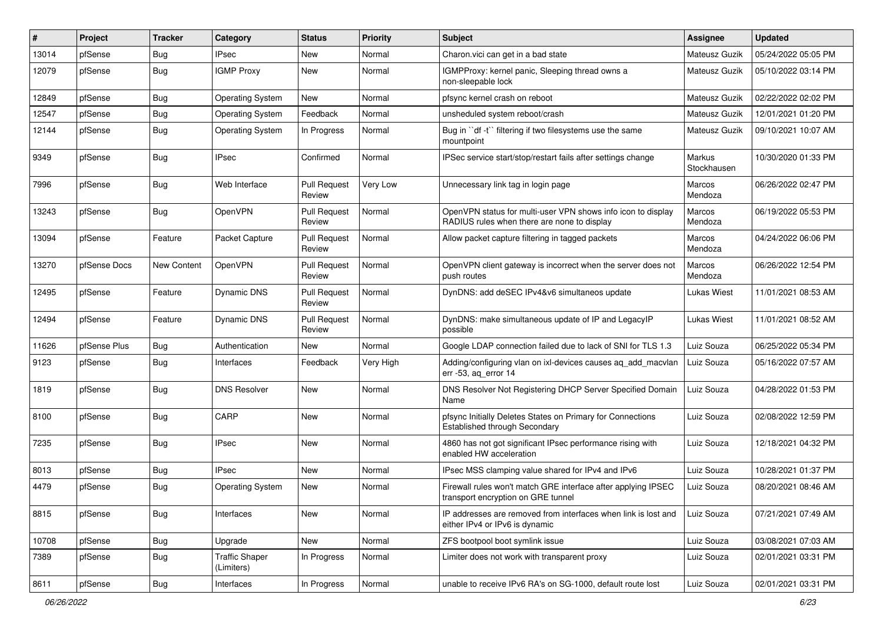| # | Project | Tracker | Category | Status | Priority | Subject | Assignee | Updated |
|---|---|---|---|---|---|---|---|---|
| 13014 | pfSense | Bug | IPsec | New | Normal | Charon.vici can get in a bad state | Mateusz Guzik | 05/24/2022 05:05 PM |
| 12079 | pfSense | Bug | IGMP Proxy | New | Normal | IGMPProxy: kernel panic, Sleeping thread owns a non-sleepable lock | Mateusz Guzik | 05/10/2022 03:14 PM |
| 12849 | pfSense | Bug | Operating System | New | Normal | pfsync kernel crash on reboot | Mateusz Guzik | 02/22/2022 02:02 PM |
| 12547 | pfSense | Bug | Operating System | Feedback | Normal | unsheduled system reboot/crash | Mateusz Guzik | 12/01/2021 01:20 PM |
| 12144 | pfSense | Bug | Operating System | In Progress | Normal | Bug in ``df -t`` filtering if two filesystems use the same mountpoint | Mateusz Guzik | 09/10/2021 10:07 AM |
| 9349 | pfSense | Bug | IPsec | Confirmed | Normal | IPSec service start/stop/restart fails after settings change | Markus Stockhausen | 10/30/2020 01:33 PM |
| 7996 | pfSense | Bug | Web Interface | Pull Request Review | Very Low | Unnecessary link tag in login page | Marcos Mendoza | 06/26/2022 02:47 PM |
| 13243 | pfSense | Bug | OpenVPN | Pull Request Review | Normal | OpenVPN status for multi-user VPN shows info icon to display RADIUS rules when there are none to display | Marcos Mendoza | 06/19/2022 05:53 PM |
| 13094 | pfSense | Feature | Packet Capture | Pull Request Review | Normal | Allow packet capture filtering in tagged packets | Marcos Mendoza | 04/24/2022 06:06 PM |
| 13270 | pfSense Docs | New Content | OpenVPN | Pull Request Review | Normal | OpenVPN client gateway is incorrect when the server does not push routes | Marcos Mendoza | 06/26/2022 12:54 PM |
| 12495 | pfSense | Feature | Dynamic DNS | Pull Request Review | Normal | DynDNS: add deSEC IPv4&v6 simultaneos update | Lukas Wiest | 11/01/2021 08:53 AM |
| 12494 | pfSense | Feature | Dynamic DNS | Pull Request Review | Normal | DynDNS: make simultaneous update of IP and LegacyIP possible | Lukas Wiest | 11/01/2021 08:52 AM |
| 11626 | pfSense Plus | Bug | Authentication | New | Normal | Google LDAP connection failed due to lack of SNI for TLS 1.3 | Luiz Souza | 06/25/2022 05:34 PM |
| 9123 | pfSense | Bug | Interfaces | Feedback | Very High | Adding/configuring vlan on ixl-devices causes aq_add_macvlan err -53, aq_error 14 | Luiz Souza | 05/16/2022 07:57 AM |
| 1819 | pfSense | Bug | DNS Resolver | New | Normal | DNS Resolver Not Registering DHCP Server Specified Domain Name | Luiz Souza | 04/28/2022 01:53 PM |
| 8100 | pfSense | Bug | CARP | New | Normal | pfsync Initially Deletes States on Primary for Connections Established through Secondary | Luiz Souza | 02/08/2022 12:59 PM |
| 7235 | pfSense | Bug | IPsec | New | Normal | 4860 has not got significant IPsec performance rising with enabled HW acceleration | Luiz Souza | 12/18/2021 04:32 PM |
| 8013 | pfSense | Bug | IPsec | New | Normal | IPsec MSS clamping value shared for IPv4 and IPv6 | Luiz Souza | 10/28/2021 01:37 PM |
| 4479 | pfSense | Bug | Operating System | New | Normal | Firewall rules won't match GRE interface after applying IPSEC transport encryption on GRE tunnel | Luiz Souza | 08/20/2021 08:46 AM |
| 8815 | pfSense | Bug | Interfaces | New | Normal | IP addresses are removed from interfaces when link is lost and either IPv4 or IPv6 is dynamic | Luiz Souza | 07/21/2021 07:49 AM |
| 10708 | pfSense | Bug | Upgrade | New | Normal | ZFS bootpool boot symlink issue | Luiz Souza | 03/08/2021 07:03 AM |
| 7389 | pfSense | Bug | Traffic Shaper (Limiters) | In Progress | Normal | Limiter does not work with transparent proxy | Luiz Souza | 02/01/2021 03:31 PM |
| 8611 | pfSense | Bug | Interfaces | In Progress | Normal | unable to receive IPv6 RA's on SG-1000, default route lost | Luiz Souza | 02/01/2021 03:31 PM |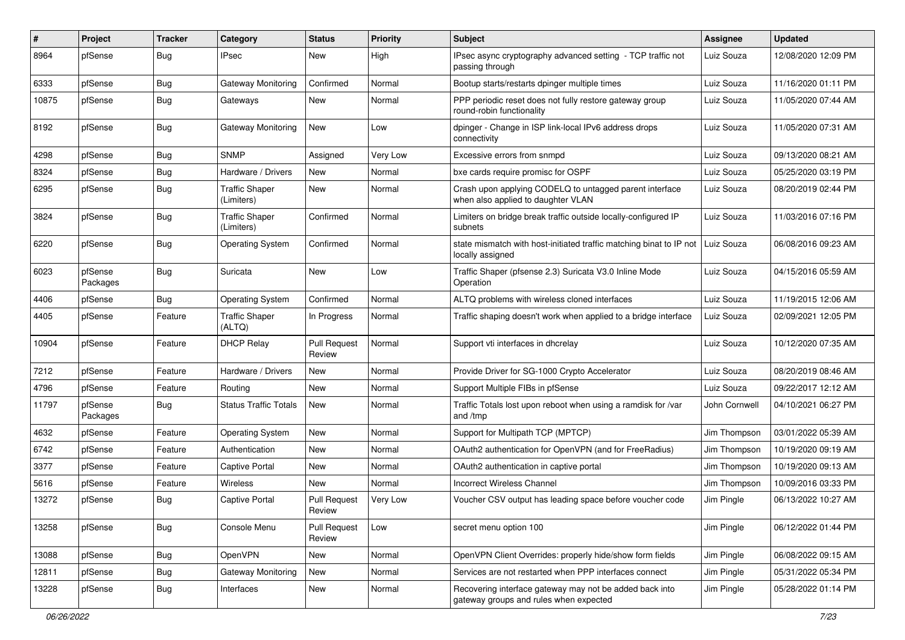| # | Project | Tracker | Category | Status | Priority | Subject | Assignee | Updated |
|---|---|---|---|---|---|---|---|---|
| 8964 | pfSense | Bug | IPsec | New | High | IPsec async cryptography advanced setting - TCP traffic not passing through | Luiz Souza | 12/08/2020 12:09 PM |
| 6333 | pfSense | Bug | Gateway Monitoring | Confirmed | Normal | Bootup starts/restarts dpinger multiple times | Luiz Souza | 11/16/2020 01:11 PM |
| 10875 | pfSense | Bug | Gateways | New | Normal | PPP periodic reset does not fully restore gateway group round-robin functionality | Luiz Souza | 11/05/2020 07:44 AM |
| 8192 | pfSense | Bug | Gateway Monitoring | New | Low | dpinger - Change in ISP link-local IPv6 address drops connectivity | Luiz Souza | 11/05/2020 07:31 AM |
| 4298 | pfSense | Bug | SNMP | Assigned | Very Low | Excessive errors from snmpd | Luiz Souza | 09/13/2020 08:21 AM |
| 8324 | pfSense | Bug | Hardware / Drivers | New | Normal | bxe cards require promisc for OSPF | Luiz Souza | 05/25/2020 03:19 PM |
| 6295 | pfSense | Bug | Traffic Shaper (Limiters) | New | Normal | Crash upon applying CODELQ to untagged parent interface when also applied to daughter VLAN | Luiz Souza | 08/20/2019 02:44 PM |
| 3824 | pfSense | Bug | Traffic Shaper (Limiters) | Confirmed | Normal | Limiters on bridge break traffic outside locally-configured IP subnets | Luiz Souza | 11/03/2016 07:16 PM |
| 6220 | pfSense | Bug | Operating System | Confirmed | Normal | state mismatch with host-initiated traffic matching binat to IP not locally assigned | Luiz Souza | 06/08/2016 09:23 AM |
| 6023 | pfSense Packages | Bug | Suricata | New | Low | Traffic Shaper (pfsense 2.3) Suricata V3.0 Inline Mode Operation | Luiz Souza | 04/15/2016 05:59 AM |
| 4406 | pfSense | Bug | Operating System | Confirmed | Normal | ALTQ problems with wireless cloned interfaces | Luiz Souza | 11/19/2015 12:06 AM |
| 4405 | pfSense | Feature | Traffic Shaper (ALTQ) | In Progress | Normal | Traffic shaping doesn't work when applied to a bridge interface | Luiz Souza | 02/09/2021 12:05 PM |
| 10904 | pfSense | Feature | DHCP Relay | Pull Request Review | Normal | Support vti interfaces in dhcrelay | Luiz Souza | 10/12/2020 07:35 AM |
| 7212 | pfSense | Feature | Hardware / Drivers | New | Normal | Provide Driver for SG-1000 Crypto Accelerator | Luiz Souza | 08/20/2019 08:46 AM |
| 4796 | pfSense | Feature | Routing | New | Normal | Support Multiple FIBs in pfSense | Luiz Souza | 09/22/2017 12:12 AM |
| 11797 | pfSense Packages | Bug | Status Traffic Totals | New | Normal | Traffic Totals lost upon reboot when using a ramdisk for /var and /tmp | John Cornwell | 04/10/2021 06:27 PM |
| 4632 | pfSense | Feature | Operating System | New | Normal | Support for Multipath TCP (MPTCP) | Jim Thompson | 03/01/2022 05:39 AM |
| 6742 | pfSense | Feature | Authentication | New | Normal | OAuth2 authentication for OpenVPN (and for FreeRadius) | Jim Thompson | 10/19/2020 09:19 AM |
| 3377 | pfSense | Feature | Captive Portal | New | Normal | OAuth2 authentication in captive portal | Jim Thompson | 10/19/2020 09:13 AM |
| 5616 | pfSense | Feature | Wireless | New | Normal | Incorrect Wireless Channel | Jim Thompson | 10/09/2016 03:33 PM |
| 13272 | pfSense | Bug | Captive Portal | Pull Request Review | Very Low | Voucher CSV output has leading space before voucher code | Jim Pingle | 06/13/2022 10:27 AM |
| 13258 | pfSense | Bug | Console Menu | Pull Request Review | Low | secret menu option 100 | Jim Pingle | 06/12/2022 01:44 PM |
| 13088 | pfSense | Bug | OpenVPN | New | Normal | OpenVPN Client Overrides: properly hide/show form fields | Jim Pingle | 06/08/2022 09:15 AM |
| 12811 | pfSense | Bug | Gateway Monitoring | New | Normal | Services are not restarted when PPP interfaces connect | Jim Pingle | 05/31/2022 05:34 PM |
| 13228 | pfSense | Bug | Interfaces | New | Normal | Recovering interface gateway may not be added back into gateway groups and rules when expected | Jim Pingle | 05/28/2022 01:14 PM |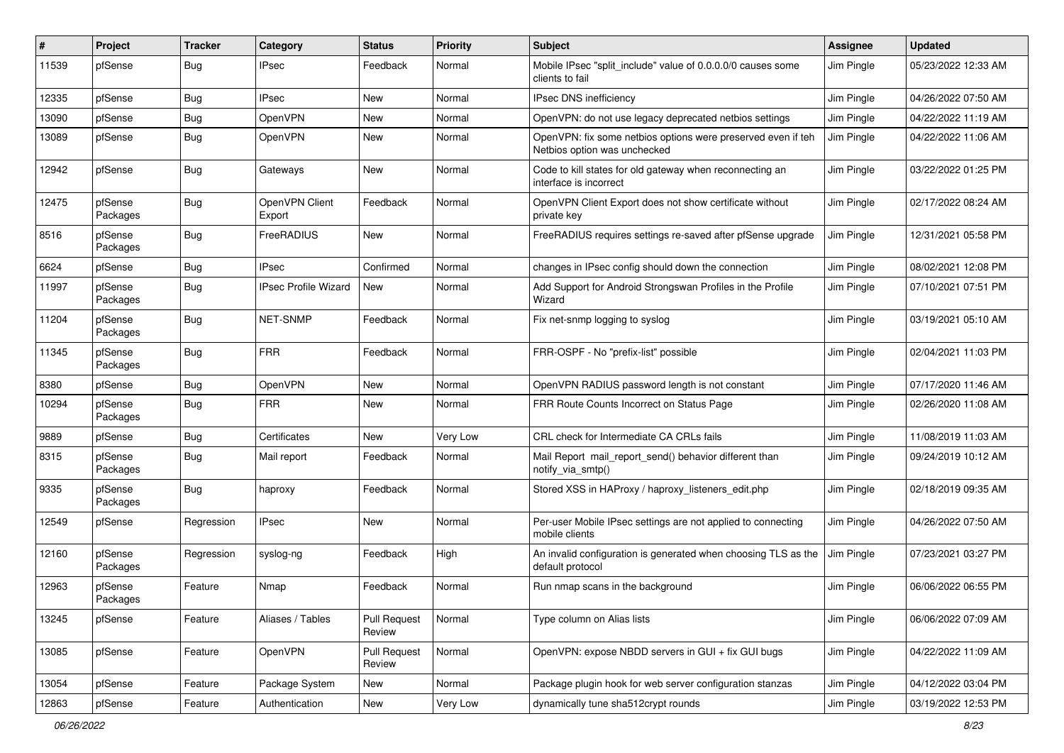| # | Project | Tracker | Category | Status | Priority | Subject | Assignee | Updated |
|---|---|---|---|---|---|---|---|---|
| 11539 | pfSense | Bug | IPsec | Feedback | Normal | Mobile IPsec "split_include" value of 0.0.0.0/0 causes some clients to fail | Jim Pingle | 05/23/2022 12:33 AM |
| 12335 | pfSense | Bug | IPsec | New | Normal | IPsec DNS inefficiency | Jim Pingle | 04/26/2022 07:50 AM |
| 13090 | pfSense | Bug | OpenVPN | New | Normal | OpenVPN: do not use legacy deprecated netbios settings | Jim Pingle | 04/22/2022 11:19 AM |
| 13089 | pfSense | Bug | OpenVPN | New | Normal | OpenVPN: fix some netbios options were preserved even if teh Netbios option was unchecked | Jim Pingle | 04/22/2022 11:06 AM |
| 12942 | pfSense | Bug | Gateways | New | Normal | Code to kill states for old gateway when reconnecting an interface is incorrect | Jim Pingle | 03/22/2022 01:25 PM |
| 12475 | pfSense Packages | Bug | OpenVPN Client Export | Feedback | Normal | OpenVPN Client Export does not show certificate without private key | Jim Pingle | 02/17/2022 08:24 AM |
| 8516 | pfSense Packages | Bug | FreeRADIUS | New | Normal | FreeRADIUS requires settings re-saved after pfSense upgrade | Jim Pingle | 12/31/2021 05:58 PM |
| 6624 | pfSense | Bug | IPsec | Confirmed | Normal | changes in IPsec config should down the connection | Jim Pingle | 08/02/2021 12:08 PM |
| 11997 | pfSense Packages | Bug | IPsec Profile Wizard | New | Normal | Add Support for Android Strongswan Profiles in the Profile Wizard | Jim Pingle | 07/10/2021 07:51 PM |
| 11204 | pfSense Packages | Bug | NET-SNMP | Feedback | Normal | Fix net-snmp logging to syslog | Jim Pingle | 03/19/2021 05:10 AM |
| 11345 | pfSense Packages | Bug | FRR | Feedback | Normal | FRR-OSPF - No "prefix-list" possible | Jim Pingle | 02/04/2021 11:03 PM |
| 8380 | pfSense | Bug | OpenVPN | New | Normal | OpenVPN RADIUS password length is not constant | Jim Pingle | 07/17/2020 11:46 AM |
| 10294 | pfSense Packages | Bug | FRR | New | Normal | FRR Route Counts Incorrect on Status Page | Jim Pingle | 02/26/2020 11:08 AM |
| 9889 | pfSense | Bug | Certificates | New | Very Low | CRL check for Intermediate CA CRLs fails | Jim Pingle | 11/08/2019 11:03 AM |
| 8315 | pfSense Packages | Bug | Mail report | Feedback | Normal | Mail Report mail_report_send() behavior different than notify_via_smtp() | Jim Pingle | 09/24/2019 10:12 AM |
| 9335 | pfSense Packages | Bug | haproxy | Feedback | Normal | Stored XSS in HAProxy / haproxy_listeners_edit.php | Jim Pingle | 02/18/2019 09:35 AM |
| 12549 | pfSense | Regression | IPsec | New | Normal | Per-user Mobile IPsec settings are not applied to connecting mobile clients | Jim Pingle | 04/26/2022 07:50 AM |
| 12160 | pfSense Packages | Regression | syslog-ng | Feedback | High | An invalid configuration is generated when choosing TLS as the default protocol | Jim Pingle | 07/23/2021 03:27 PM |
| 12963 | pfSense Packages | Feature | Nmap | Feedback | Normal | Run nmap scans in the background | Jim Pingle | 06/06/2022 06:55 PM |
| 13245 | pfSense | Feature | Aliases / Tables | Pull Request Review | Normal | Type column on Alias lists | Jim Pingle | 06/06/2022 07:09 AM |
| 13085 | pfSense | Feature | OpenVPN | Pull Request Review | Normal | OpenVPN: expose NBDD servers in GUI + fix GUI bugs | Jim Pingle | 04/22/2022 11:09 AM |
| 13054 | pfSense | Feature | Package System | New | Normal | Package plugin hook for web server configuration stanzas | Jim Pingle | 04/12/2022 03:04 PM |
| 12863 | pfSense | Feature | Authentication | New | Very Low | dynamically tune sha512crypt rounds | Jim Pingle | 03/19/2022 12:53 PM |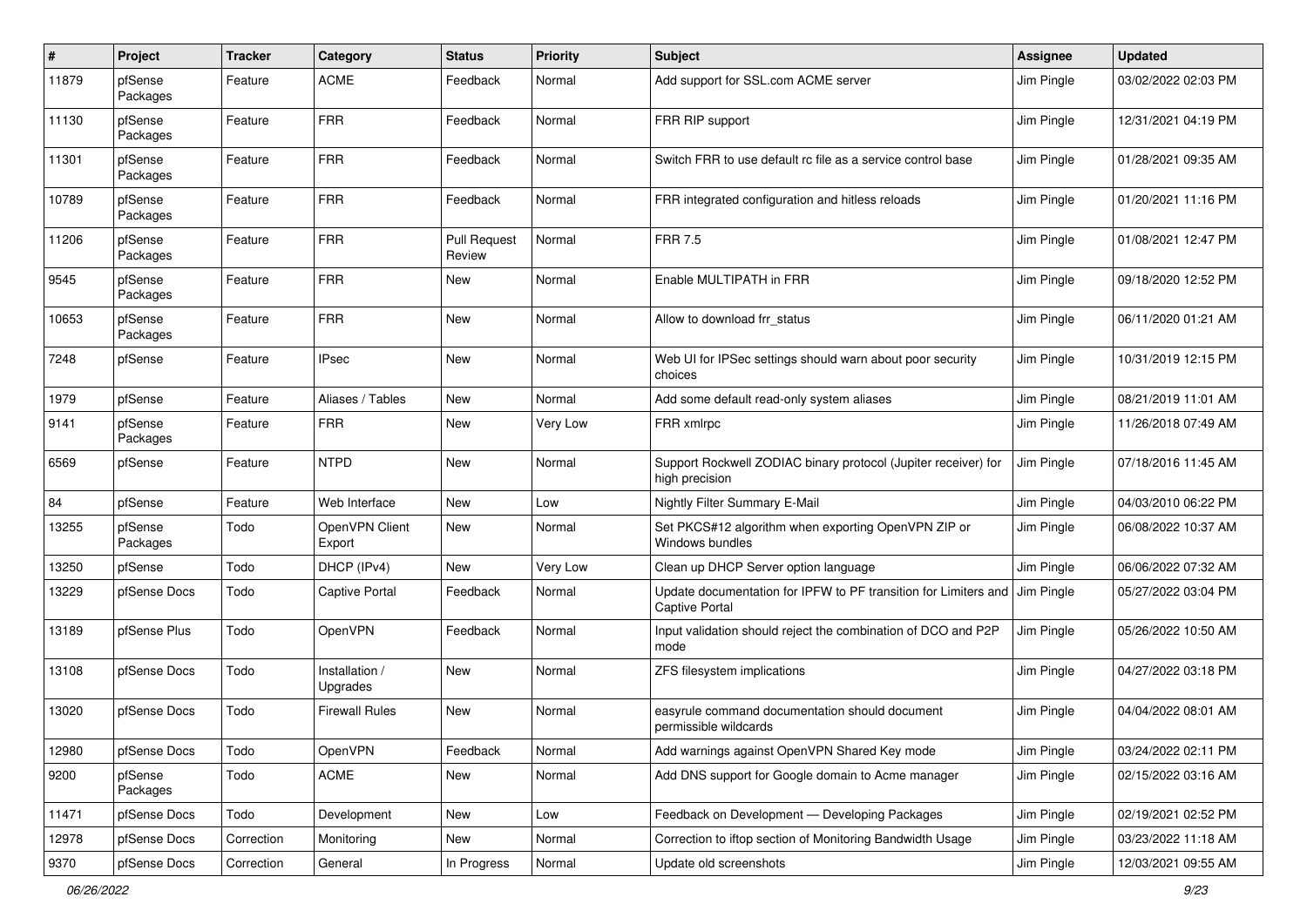| # | Project | Tracker | Category | Status | Priority | Subject | Assignee | Updated |
|---|---|---|---|---|---|---|---|---|
| 11879 | pfSense Packages | Feature | ACME | Feedback | Normal | Add support for SSL.com ACME server | Jim Pingle | 03/02/2022 02:03 PM |
| 11130 | pfSense Packages | Feature | FRR | Feedback | Normal | FRR RIP support | Jim Pingle | 12/31/2021 04:19 PM |
| 11301 | pfSense Packages | Feature | FRR | Feedback | Normal | Switch FRR to use default rc file as a service control base | Jim Pingle | 01/28/2021 09:35 AM |
| 10789 | pfSense Packages | Feature | FRR | Feedback | Normal | FRR integrated configuration and hitless reloads | Jim Pingle | 01/20/2021 11:16 PM |
| 11206 | pfSense Packages | Feature | FRR | Pull Request Review | Normal | FRR 7.5 | Jim Pingle | 01/08/2021 12:47 PM |
| 9545 | pfSense Packages | Feature | FRR | New | Normal | Enable MULTIPATH in FRR | Jim Pingle | 09/18/2020 12:52 PM |
| 10653 | pfSense Packages | Feature | FRR | New | Normal | Allow to download frr_status | Jim Pingle | 06/11/2020 01:21 AM |
| 7248 | pfSense | Feature | IPsec | New | Normal | Web UI for IPSec settings should warn about poor security choices | Jim Pingle | 10/31/2019 12:15 PM |
| 1979 | pfSense | Feature | Aliases / Tables | New | Normal | Add some default read-only system aliases | Jim Pingle | 08/21/2019 11:01 AM |
| 9141 | pfSense Packages | Feature | FRR | New | Very Low | FRR xmlrpc | Jim Pingle | 11/26/2018 07:49 AM |
| 6569 | pfSense | Feature | NTPD | New | Normal | Support Rockwell ZODIAC binary protocol (Jupiter receiver) for high precision | Jim Pingle | 07/18/2016 11:45 AM |
| 84 | pfSense | Feature | Web Interface | New | Low | Nightly Filter Summary E-Mail | Jim Pingle | 04/03/2010 06:22 PM |
| 13255 | pfSense Packages | Todo | OpenVPN Client Export | New | Normal | Set PKCS#12 algorithm when exporting OpenVPN ZIP or Windows bundles | Jim Pingle | 06/08/2022 10:37 AM |
| 13250 | pfSense | Todo | DHCP (IPv4) | New | Very Low | Clean up DHCP Server option language | Jim Pingle | 06/06/2022 07:32 AM |
| 13229 | pfSense Docs | Todo | Captive Portal | Feedback | Normal | Update documentation for IPFW to PF transition for Limiters and Captive Portal | Jim Pingle | 05/27/2022 03:04 PM |
| 13189 | pfSense Plus | Todo | OpenVPN | Feedback | Normal | Input validation should reject the combination of DCO and P2P mode | Jim Pingle | 05/26/2022 10:50 AM |
| 13108 | pfSense Docs | Todo | Installation / Upgrades | New | Normal | ZFS filesystem implications | Jim Pingle | 04/27/2022 03:18 PM |
| 13020 | pfSense Docs | Todo | Firewall Rules | New | Normal | easyrule command documentation should document permissible wildcards | Jim Pingle | 04/04/2022 08:01 AM |
| 12980 | pfSense Docs | Todo | OpenVPN | Feedback | Normal | Add warnings against OpenVPN Shared Key mode | Jim Pingle | 03/24/2022 02:11 PM |
| 9200 | pfSense Packages | Todo | ACME | New | Normal | Add DNS support for Google domain to Acme manager | Jim Pingle | 02/15/2022 03:16 AM |
| 11471 | pfSense Docs | Todo | Development | New | Low | Feedback on Development — Developing Packages | Jim Pingle | 02/19/2021 02:52 PM |
| 12978 | pfSense Docs | Correction | Monitoring | New | Normal | Correction to iftop section of Monitoring Bandwidth Usage | Jim Pingle | 03/23/2022 11:18 AM |
| 9370 | pfSense Docs | Correction | General | In Progress | Normal | Update old screenshots | Jim Pingle | 12/03/2021 09:55 AM |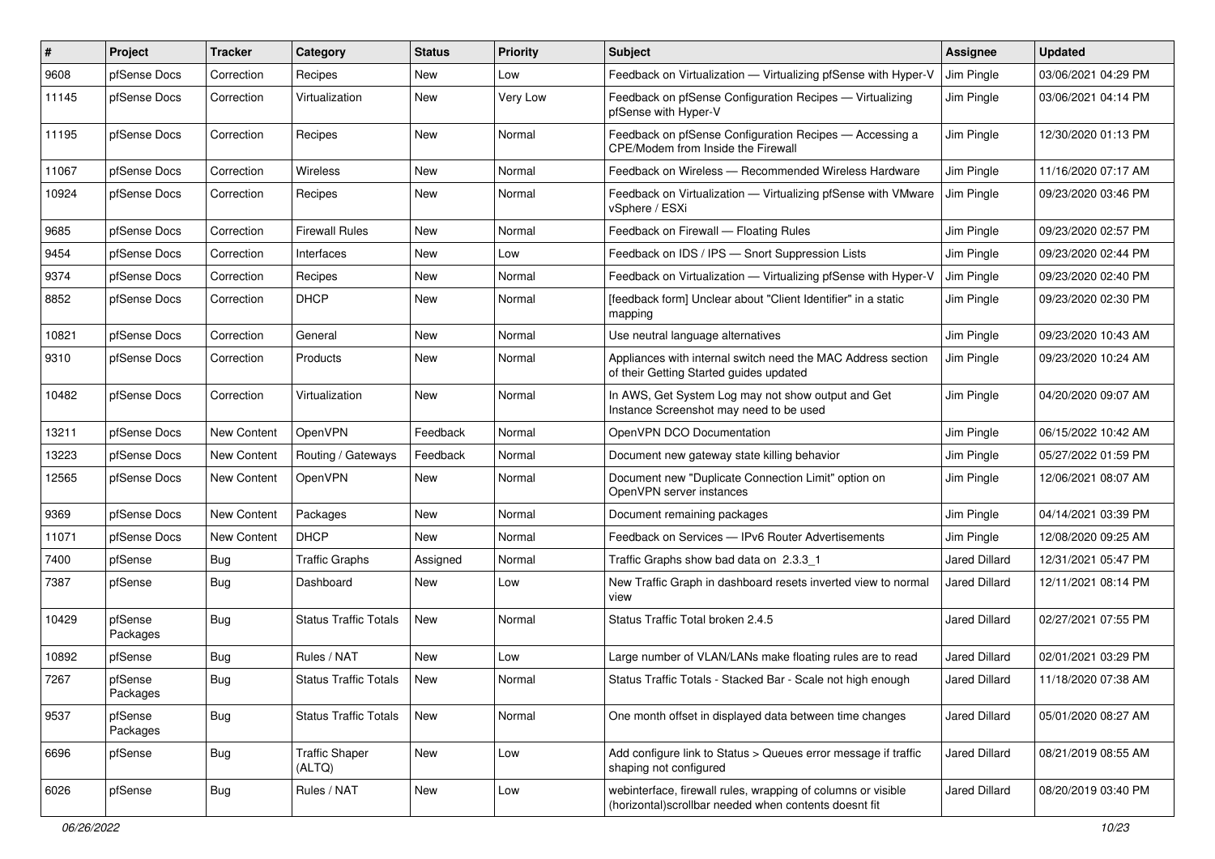| # | Project | Tracker | Category | Status | Priority | Subject | Assignee | Updated |
|---|---|---|---|---|---|---|---|---|
| 9608 | pfSense Docs | Correction | Recipes | New | Low | Feedback on Virtualization — Virtualizing pfSense with Hyper-V | Jim Pingle | 03/06/2021 04:29 PM |
| 11145 | pfSense Docs | Correction | Virtualization | New | Very Low | Feedback on pfSense Configuration Recipes — Virtualizing pfSense with Hyper-V | Jim Pingle | 03/06/2021 04:14 PM |
| 11195 | pfSense Docs | Correction | Recipes | New | Normal | Feedback on pfSense Configuration Recipes — Accessing a CPE/Modem from Inside the Firewall | Jim Pingle | 12/30/2020 01:13 PM |
| 11067 | pfSense Docs | Correction | Wireless | New | Normal | Feedback on Wireless — Recommended Wireless Hardware | Jim Pingle | 11/16/2020 07:17 AM |
| 10924 | pfSense Docs | Correction | Recipes | New | Normal | Feedback on Virtualization — Virtualizing pfSense with VMware vSphere / ESXi | Jim Pingle | 09/23/2020 03:46 PM |
| 9685 | pfSense Docs | Correction | Firewall Rules | New | Normal | Feedback on Firewall — Floating Rules | Jim Pingle | 09/23/2020 02:57 PM |
| 9454 | pfSense Docs | Correction | Interfaces | New | Low | Feedback on IDS / IPS — Snort Suppression Lists | Jim Pingle | 09/23/2020 02:44 PM |
| 9374 | pfSense Docs | Correction | Recipes | New | Normal | Feedback on Virtualization — Virtualizing pfSense with Hyper-V | Jim Pingle | 09/23/2020 02:40 PM |
| 8852 | pfSense Docs | Correction | DHCP | New | Normal | [feedback form] Unclear about "Client Identifier" in a static mapping | Jim Pingle | 09/23/2020 02:30 PM |
| 10821 | pfSense Docs | Correction | General | New | Normal | Use neutral language alternatives | Jim Pingle | 09/23/2020 10:43 AM |
| 9310 | pfSense Docs | Correction | Products | New | Normal | Appliances with internal switch need the MAC Address section of their Getting Started guides updated | Jim Pingle | 09/23/2020 10:24 AM |
| 10482 | pfSense Docs | Correction | Virtualization | New | Normal | In AWS, Get System Log may not show output and Get Instance Screenshot may need to be used | Jim Pingle | 04/20/2020 09:07 AM |
| 13211 | pfSense Docs | New Content | OpenVPN | Feedback | Normal | OpenVPN DCO Documentation | Jim Pingle | 06/15/2022 10:42 AM |
| 13223 | pfSense Docs | New Content | Routing / Gateways | Feedback | Normal | Document new gateway state killing behavior | Jim Pingle | 05/27/2022 01:59 PM |
| 12565 | pfSense Docs | New Content | OpenVPN | New | Normal | Document new "Duplicate Connection Limit" option on OpenVPN server instances | Jim Pingle | 12/06/2021 08:07 AM |
| 9369 | pfSense Docs | New Content | Packages | New | Normal | Document remaining packages | Jim Pingle | 04/14/2021 03:39 PM |
| 11071 | pfSense Docs | New Content | DHCP | New | Normal | Feedback on Services — IPv6 Router Advertisements | Jim Pingle | 12/08/2020 09:25 AM |
| 7400 | pfSense | Bug | Traffic Graphs | Assigned | Normal | Traffic Graphs show bad data on 2.3.3_1 | Jared Dillard | 12/31/2021 05:47 PM |
| 7387 | pfSense | Bug | Dashboard | New | Low | New Traffic Graph in dashboard resets inverted view to normal view | Jared Dillard | 12/11/2021 08:14 PM |
| 10429 | pfSense Packages | Bug | Status Traffic Totals | New | Normal | Status Traffic Total broken 2.4.5 | Jared Dillard | 02/27/2021 07:55 PM |
| 10892 | pfSense | Bug | Rules / NAT | New | Low | Large number of VLAN/LANs make floating rules are to read | Jared Dillard | 02/01/2021 03:29 PM |
| 7267 | pfSense Packages | Bug | Status Traffic Totals | New | Normal | Status Traffic Totals - Stacked Bar - Scale not high enough | Jared Dillard | 11/18/2020 07:38 AM |
| 9537 | pfSense Packages | Bug | Status Traffic Totals | New | Normal | One month offset in displayed data between time changes | Jared Dillard | 05/01/2020 08:27 AM |
| 6696 | pfSense | Bug | Traffic Shaper (ALTQ) | New | Low | Add configure link to Status > Queues error message if traffic shaping not configured | Jared Dillard | 08/21/2019 08:55 AM |
| 6026 | pfSense | Bug | Rules / NAT | New | Low | webinterface, firewall rules, wrapping of columns or visible (horizontal)scrollbar needed when contents doesnt fit | Jared Dillard | 08/20/2019 03:40 PM |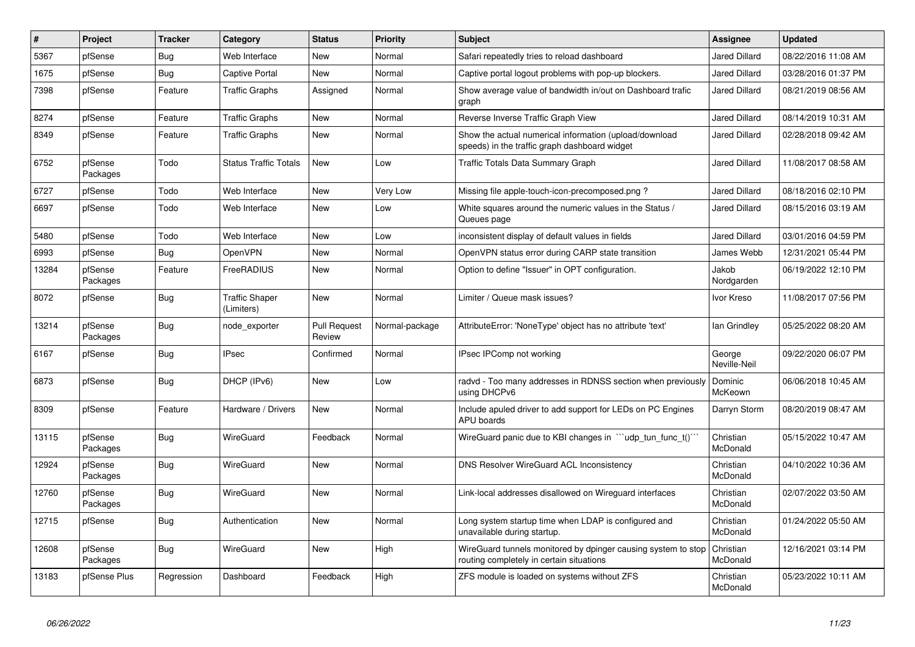| # | Project | Tracker | Category | Status | Priority | Subject | Assignee | Updated |
|---|---|---|---|---|---|---|---|---|
| 5367 | pfSense | Bug | Web Interface | New | Normal | Safari repeatedly tries to reload dashboard | Jared Dillard | 08/22/2016 11:08 AM |
| 1675 | pfSense | Bug | Captive Portal | New | Normal | Captive portal logout problems with pop-up blockers. | Jared Dillard | 03/28/2016 01:37 PM |
| 7398 | pfSense | Feature | Traffic Graphs | Assigned | Normal | Show average value of bandwidth in/out on Dashboard trafic graph | Jared Dillard | 08/21/2019 08:56 AM |
| 8274 | pfSense | Feature | Traffic Graphs | New | Normal | Reverse Inverse Traffic Graph View | Jared Dillard | 08/14/2019 10:31 AM |
| 8349 | pfSense | Feature | Traffic Graphs | New | Normal | Show the actual numerical information (upload/download speeds) in the traffic graph dashboard widget | Jared Dillard | 02/28/2018 09:42 AM |
| 6752 | pfSense Packages | Todo | Status Traffic Totals | New | Low | Traffic Totals Data Summary Graph | Jared Dillard | 11/08/2017 08:58 AM |
| 6727 | pfSense | Todo | Web Interface | New | Very Low | Missing file apple-touch-icon-precomposed.png ? | Jared Dillard | 08/18/2016 02:10 PM |
| 6697 | pfSense | Todo | Web Interface | New | Low | White squares around the numeric values in the Status / Queues page | Jared Dillard | 08/15/2016 03:19 AM |
| 5480 | pfSense | Todo | Web Interface | New | Low | inconsistent display of default values in fields | Jared Dillard | 03/01/2016 04:59 PM |
| 6993 | pfSense | Bug | OpenVPN | New | Normal | OpenVPN status error during CARP state transition | James Webb | 12/31/2021 05:44 PM |
| 13284 | pfSense Packages | Feature | FreeRADIUS | New | Normal | Option to define "Issuer" in OPT configuration. | Jakob Nordgarden | 06/19/2022 12:10 PM |
| 8072 | pfSense | Bug | Traffic Shaper (Limiters) | New | Normal | Limiter / Queue mask issues? | Ivor Kreso | 11/08/2017 07:56 PM |
| 13214 | pfSense Packages | Bug | node_exporter | Pull Request Review | Normal-package | AttributeError: 'NoneType' object has no attribute 'text' | Ian Grindley | 05/25/2022 08:20 AM |
| 6167 | pfSense | Bug | IPsec | Confirmed | Normal | IPsec IPComp not working | George Neville-Neil | 09/22/2020 06:07 PM |
| 6873 | pfSense | Bug | DHCP (IPv6) | New | Low | radvd - Too many addresses in RDNSS section when previously using DHCPv6 | Dominic McKeown | 06/06/2018 10:45 AM |
| 8309 | pfSense | Feature | Hardware / Drivers | New | Normal | Include apuled driver to add support for LEDs on PC Engines APU boards | Darryn Storm | 08/20/2019 08:47 AM |
| 13115 | pfSense Packages | Bug | WireGuard | Feedback | Normal | WireGuard panic due to KBI changes in ```udp_tun_func_t()``` | Christian McDonald | 05/15/2022 10:47 AM |
| 12924 | pfSense Packages | Bug | WireGuard | New | Normal | DNS Resolver WireGuard ACL Inconsistency | Christian McDonald | 04/10/2022 10:36 AM |
| 12760 | pfSense Packages | Bug | WireGuard | New | Normal | Link-local addresses disallowed on Wireguard interfaces | Christian McDonald | 02/07/2022 03:50 AM |
| 12715 | pfSense | Bug | Authentication | New | Normal | Long system startup time when LDAP is configured and unavailable during startup. | Christian McDonald | 01/24/2022 05:50 AM |
| 12608 | pfSense Packages | Bug | WireGuard | New | High | WireGuard tunnels monitored by dpinger causing system to stop routing completely in certain situations | Christian McDonald | 12/16/2021 03:14 PM |
| 13183 | pfSense Plus | Regression | Dashboard | Feedback | High | ZFS module is loaded on systems without ZFS | Christian McDonald | 05/23/2022 10:11 AM |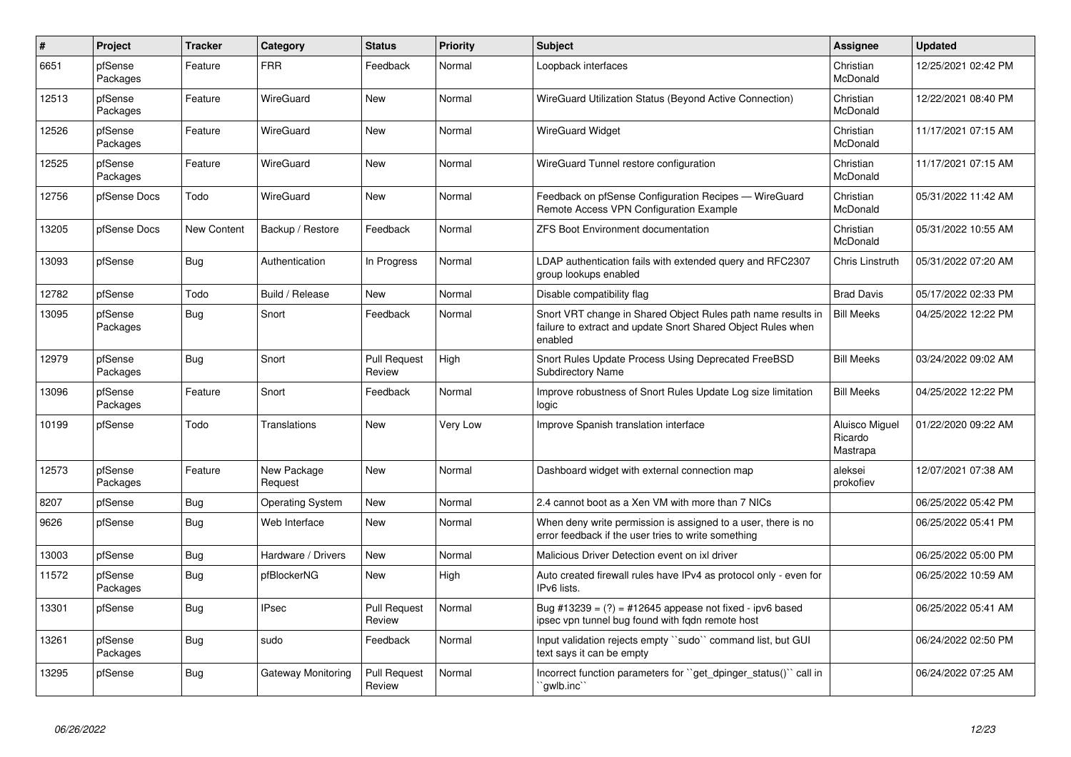| # | Project | Tracker | Category | Status | Priority | Subject | Assignee | Updated |
|---|---|---|---|---|---|---|---|---|
| 6651 | pfSense Packages | Feature | FRR | Feedback | Normal | Loopback interfaces | Christian McDonald | 12/25/2021 02:42 PM |
| 12513 | pfSense Packages | Feature | WireGuard | New | Normal | WireGuard Utilization Status (Beyond Active Connection) | Christian McDonald | 12/22/2021 08:40 PM |
| 12526 | pfSense Packages | Feature | WireGuard | New | Normal | WireGuard Widget | Christian McDonald | 11/17/2021 07:15 AM |
| 12525 | pfSense Packages | Feature | WireGuard | New | Normal | WireGuard Tunnel restore configuration | Christian McDonald | 11/17/2021 07:15 AM |
| 12756 | pfSense Docs | Todo | WireGuard | New | Normal | Feedback on pfSense Configuration Recipes — WireGuard Remote Access VPN Configuration Example | Christian McDonald | 05/31/2022 11:42 AM |
| 13205 | pfSense Docs | New Content | Backup / Restore | Feedback | Normal | ZFS Boot Environment documentation | Christian McDonald | 05/31/2022 10:55 AM |
| 13093 | pfSense | Bug | Authentication | In Progress | Normal | LDAP authentication fails with extended query and RFC2307 group lookups enabled | Chris Linstruth | 05/31/2022 07:20 AM |
| 12782 | pfSense | Todo | Build / Release | New | Normal | Disable compatibility flag | Brad Davis | 05/17/2022 02:33 PM |
| 13095 | pfSense Packages | Bug | Snort | Feedback | Normal | Snort VRT change in Shared Object Rules path name results in failure to extract and update Snort Shared Object Rules when enabled | Bill Meeks | 04/25/2022 12:22 PM |
| 12979 | pfSense Packages | Bug | Snort | Pull Request Review | High | Snort Rules Update Process Using Deprecated FreeBSD Subdirectory Name | Bill Meeks | 03/24/2022 09:02 AM |
| 13096 | pfSense Packages | Feature | Snort | Feedback | Normal | Improve robustness of Snort Rules Update Log size limitation logic | Bill Meeks | 04/25/2022 12:22 PM |
| 10199 | pfSense | Todo | Translations | New | Very Low | Improve Spanish translation interface | Aluisco Miguel Ricardo Mastrapa | 01/22/2020 09:22 AM |
| 12573 | pfSense Packages | Feature | New Package Request | New | Normal | Dashboard widget with external connection map | aleksei prokofiev | 12/07/2021 07:38 AM |
| 8207 | pfSense | Bug | Operating System | New | Normal | 2.4 cannot boot as a Xen VM with more than 7 NICs | | 06/25/2022 05:42 PM |
| 9626 | pfSense | Bug | Web Interface | New | Normal | When deny write permission is assigned to a user, there is no error feedback if the user tries to write something | | 06/25/2022 05:41 PM |
| 13003 | pfSense | Bug | Hardware / Drivers | New | Normal | Malicious Driver Detection event on ixl driver | | 06/25/2022 05:00 PM |
| 11572 | pfSense Packages | Bug | pfBlockerNG | New | High | Auto created firewall rules have IPv4 as protocol only - even for IPv6 lists. | | 06/25/2022 10:59 AM |
| 13301 | pfSense | Bug | IPsec | Pull Request Review | Normal | Bug #13239 = (?) = #12645 appease not fixed - ipv6 based ipsec vpn tunnel bug found with fqdn remote host | | 06/25/2022 05:41 AM |
| 13261 | pfSense Packages | Bug | sudo | Feedback | Normal | Input validation rejects empty ``sudo`` command list, but GUI text says it can be empty | | 06/24/2022 02:50 PM |
| 13295 | pfSense | Bug | Gateway Monitoring | Pull Request Review | Normal | Incorrect function parameters for ``get_dpinger_status()`` call in ``gwlb.inc`` | | 06/24/2022 07:25 AM |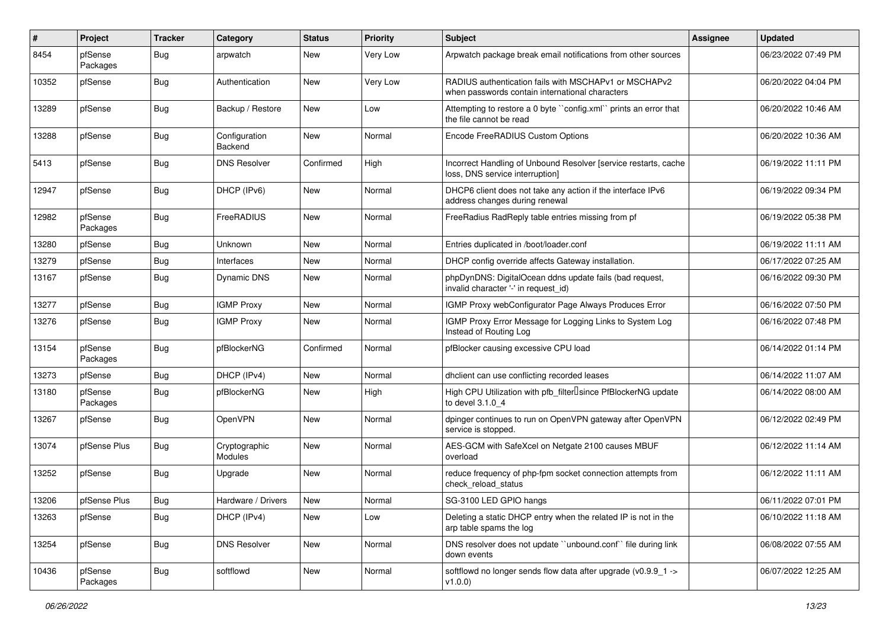| # | Project | Tracker | Category | Status | Priority | Subject | Assignee | Updated |
|---|---|---|---|---|---|---|---|---|
| 8454 | pfSense Packages | Bug | arpwatch | New | Very Low | Arpwatch package break email notifications from other sources | | 06/23/2022 07:49 PM |
| 10352 | pfSense | Bug | Authentication | New | Very Low | RADIUS authentication fails with MSCHAPv1 or MSCHAPv2 when passwords contain international characters | | 06/20/2022 04:04 PM |
| 13289 | pfSense | Bug | Backup / Restore | New | Low | Attempting to restore a 0 byte ``config.xml`` prints an error that the file cannot be read | | 06/20/2022 10:46 AM |
| 13288 | pfSense | Bug | Configuration Backend | New | Normal | Encode FreeRADIUS Custom Options | | 06/20/2022 10:36 AM |
| 5413 | pfSense | Bug | DNS Resolver | Confirmed | High | Incorrect Handling of Unbound Resolver [service restarts, cache loss, DNS service interruption] | | 06/19/2022 11:11 PM |
| 12947 | pfSense | Bug | DHCP (IPv6) | New | Normal | DHCP6 client does not take any action if the interface IPv6 address changes during renewal | | 06/19/2022 09:34 PM |
| 12982 | pfSense Packages | Bug | FreeRADIUS | New | Normal | FreeRadius RadReply table entries missing from pf | | 06/19/2022 05:38 PM |
| 13280 | pfSense | Bug | Unknown | New | Normal | Entries duplicated in /boot/loader.conf | | 06/19/2022 11:11 AM |
| 13279 | pfSense | Bug | Interfaces | New | Normal | DHCP config override affects Gateway installation. | | 06/17/2022 07:25 AM |
| 13167 | pfSense | Bug | Dynamic DNS | New | Normal | phpDynDNS: DigitalOcean ddns update fails (bad request, invalid character '-' in request_id) | | 06/16/2022 09:30 PM |
| 13277 | pfSense | Bug | IGMP Proxy | New | Normal | IGMP Proxy webConfigurator Page Always Produces Error | | 06/16/2022 07:50 PM |
| 13276 | pfSense | Bug | IGMP Proxy | New | Normal | IGMP Proxy Error Message for Logging Links to System Log Instead of Routing Log | | 06/16/2022 07:48 PM |
| 13154 | pfSense Packages | Bug | pfBlockerNG | Confirmed | Normal | pfBlocker causing excessive CPU load | | 06/14/2022 01:14 PM |
| 13273 | pfSense | Bug | DHCP (IPv4) | New | Normal | dhclient can use conflicting recorded leases | | 06/14/2022 11:07 AM |
| 13180 | pfSense Packages | Bug | pfBlockerNG | New | High | High CPU Utilization with pfb_filter since PfBlockerNG update to devel 3.1.0_4 | | 06/14/2022 08:00 AM |
| 13267 | pfSense | Bug | OpenVPN | New | Normal | dpinger continues to run on OpenVPN gateway after OpenVPN service is stopped. | | 06/12/2022 02:49 PM |
| 13074 | pfSense Plus | Bug | Cryptographic Modules | New | Normal | AES-GCM with SafeXcel on Netgate 2100 causes MBUF overload | | 06/12/2022 11:14 AM |
| 13252 | pfSense | Bug | Upgrade | New | Normal | reduce frequency of php-fpm socket connection attempts from check_reload_status | | 06/12/2022 11:11 AM |
| 13206 | pfSense Plus | Bug | Hardware / Drivers | New | Normal | SG-3100 LED GPIO hangs | | 06/11/2022 07:01 PM |
| 13263 | pfSense | Bug | DHCP (IPv4) | New | Low | Deleting a static DHCP entry when the related IP is not in the arp table spams the log | | 06/10/2022 11:18 AM |
| 13254 | pfSense | Bug | DNS Resolver | New | Normal | DNS resolver does not update ``unbound.conf`` file during link down events | | 06/08/2022 07:55 AM |
| 10436 | pfSense Packages | Bug | softflowd | New | Normal | softflowd no longer sends flow data after upgrade (v0.9.9_1 -> v1.0.0) | | 06/07/2022 12:25 AM |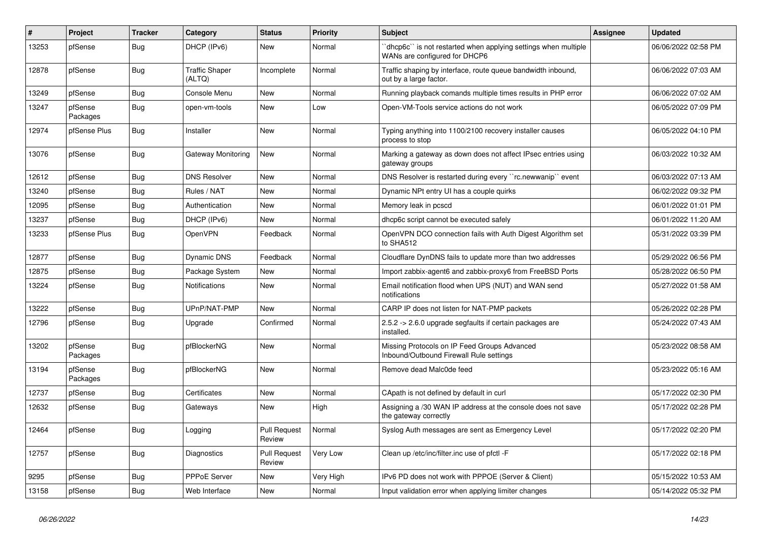| # | Project | Tracker | Category | Status | Priority | Subject | Assignee | Updated |
|---|---|---|---|---|---|---|---|---|
| 13253 | pfSense | Bug | DHCP (IPv6) | New | Normal | ``dhcp6c`` is not restarted when applying settings when multiple WANs are configured for DHCP6 | | 06/06/2022 02:58 PM |
| 12878 | pfSense | Bug | Traffic Shaper (ALTQ) | Incomplete | Normal | Traffic shaping by interface, route queue bandwidth inbound, out by a large factor. | | 06/06/2022 07:03 AM |
| 13249 | pfSense | Bug | Console Menu | New | Normal | Running playback comands multiple times results in PHP error | | 06/06/2022 07:02 AM |
| 13247 | pfSense Packages | Bug | open-vm-tools | New | Low | Open-VM-Tools service actions do not work | | 06/05/2022 07:09 PM |
| 12974 | pfSense Plus | Bug | Installer | New | Normal | Typing anything into 1100/2100 recovery installer causes process to stop | | 06/05/2022 04:10 PM |
| 13076 | pfSense | Bug | Gateway Monitoring | New | Normal | Marking a gateway as down does not affect IPsec entries using gateway groups | | 06/03/2022 10:32 AM |
| 12612 | pfSense | Bug | DNS Resolver | New | Normal | DNS Resolver is restarted during every ``rc.newwanip`` event | | 06/03/2022 07:13 AM |
| 13240 | pfSense | Bug | Rules / NAT | New | Normal | Dynamic NPt entry UI has a couple quirks | | 06/02/2022 09:32 PM |
| 12095 | pfSense | Bug | Authentication | New | Normal | Memory leak in pcscd | | 06/01/2022 01:01 PM |
| 13237 | pfSense | Bug | DHCP (IPv6) | New | Normal | dhcp6c script cannot be executed safely | | 06/01/2022 11:20 AM |
| 13233 | pfSense Plus | Bug | OpenVPN | Feedback | Normal | OpenVPN DCO connection fails with Auth Digest Algorithm set to SHA512 | | 05/31/2022 03:39 PM |
| 12877 | pfSense | Bug | Dynamic DNS | Feedback | Normal | Cloudflare DynDNS fails to update more than two addresses | | 05/29/2022 06:56 PM |
| 12875 | pfSense | Bug | Package System | New | Normal | Import zabbix-agent6 and zabbix-proxy6 from FreeBSD Ports | | 05/28/2022 06:50 PM |
| 13224 | pfSense | Bug | Notifications | New | Normal | Email notification flood when UPS (NUT) and WAN send notifications | | 05/27/2022 01:58 AM |
| 13222 | pfSense | Bug | UPnP/NAT-PMP | New | Normal | CARP IP does not listen for NAT-PMP packets | | 05/26/2022 02:28 PM |
| 12796 | pfSense | Bug | Upgrade | Confirmed | Normal | 2.5.2 -> 2.6.0 upgrade segfaults if certain packages are installed. | | 05/24/2022 07:43 AM |
| 13202 | pfSense Packages | Bug | pfBlockerNG | New | Normal | Missing Protocols on IP Feed Groups Advanced Inbound/Outbound Firewall Rule settings | | 05/23/2022 08:58 AM |
| 13194 | pfSense Packages | Bug | pfBlockerNG | New | Normal | Remove dead Malc0de feed | | 05/23/2022 05:16 AM |
| 12737 | pfSense | Bug | Certificates | New | Normal | CApath is not defined by default in curl | | 05/17/2022 02:30 PM |
| 12632 | pfSense | Bug | Gateways | New | High | Assigning a /30 WAN IP address at the console does not save the gateway correctly | | 05/17/2022 02:28 PM |
| 12464 | pfSense | Bug | Logging | Pull Request Review | Normal | Syslog Auth messages are sent as Emergency Level | | 05/17/2022 02:20 PM |
| 12757 | pfSense | Bug | Diagnostics | Pull Request Review | Very Low | Clean up /etc/inc/filter.inc use of pfctl -F | | 05/17/2022 02:18 PM |
| 9295 | pfSense | Bug | PPPoE Server | New | Very High | IPv6 PD does not work with PPPOE (Server & Client) | | 05/15/2022 10:53 AM |
| 13158 | pfSense | Bug | Web Interface | New | Normal | Input validation error when applying limiter changes | | 05/14/2022 05:32 PM |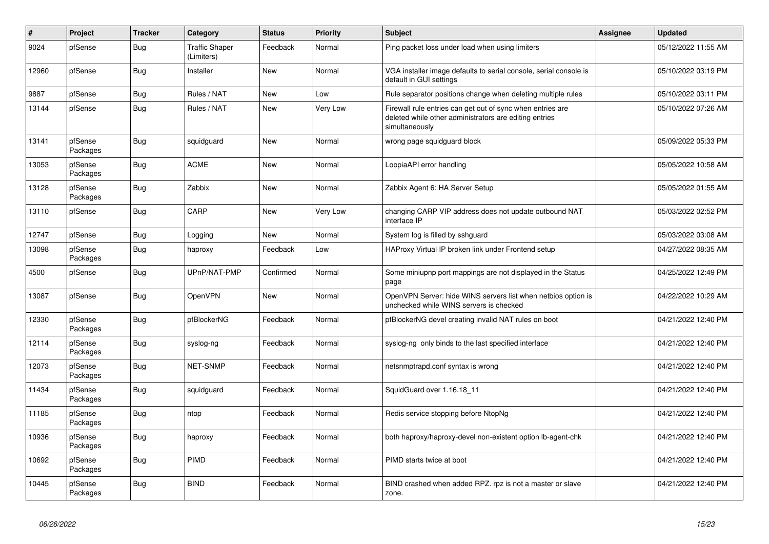| # | Project | Tracker | Category | Status | Priority | Subject | Assignee | Updated |
|---|---|---|---|---|---|---|---|---|
| 9024 | pfSense | Bug | Traffic Shaper (Limiters) | Feedback | Normal | Ping packet loss under load when using limiters | | 05/12/2022 11:55 AM |
| 12960 | pfSense | Bug | Installer | New | Normal | VGA installer image defaults to serial console, serial console is default in GUI settings | | 05/10/2022 03:19 PM |
| 9887 | pfSense | Bug | Rules / NAT | New | Low | Rule separator positions change when deleting multiple rules | | 05/10/2022 03:11 PM |
| 13144 | pfSense | Bug | Rules / NAT | New | Very Low | Firewall rule entries can get out of sync when entries are deleted while other administrators are editing entries simultaneously | | 05/10/2022 07:26 AM |
| 13141 | pfSense Packages | Bug | squidguard | New | Normal | wrong page squidguard block | | 05/09/2022 05:33 PM |
| 13053 | pfSense Packages | Bug | ACME | New | Normal | LoopiaAPI error handling | | 05/05/2022 10:58 AM |
| 13128 | pfSense Packages | Bug | Zabbix | New | Normal | Zabbix Agent 6: HA Server Setup | | 05/05/2022 01:55 AM |
| 13110 | pfSense | Bug | CARP | New | Very Low | changing CARP VIP address does not update outbound NAT interface IP | | 05/03/2022 02:52 PM |
| 12747 | pfSense | Bug | Logging | New | Normal | System log is filled by sshguard | | 05/03/2022 03:08 AM |
| 13098 | pfSense Packages | Bug | haproxy | Feedback | Low | HAProxy Virtual IP broken link under Frontend setup | | 04/27/2022 08:35 AM |
| 4500 | pfSense | Bug | UPnP/NAT-PMP | Confirmed | Normal | Some miniupnp port mappings are not displayed in the Status page | | 04/25/2022 12:49 PM |
| 13087 | pfSense | Bug | OpenVPN | New | Normal | OpenVPN Server: hide WINS servers list when netbios option is unchecked while WINS servers is checked | | 04/22/2022 10:29 AM |
| 12330 | pfSense Packages | Bug | pfBlockerNG | Feedback | Normal | pfBlockerNG devel creating invalid NAT rules on boot | | 04/21/2022 12:40 PM |
| 12114 | pfSense Packages | Bug | syslog-ng | Feedback | Normal | syslog-ng only binds to the last specified interface | | 04/21/2022 12:40 PM |
| 12073 | pfSense Packages | Bug | NET-SNMP | Feedback | Normal | netsnmptrapd.conf syntax is wrong | | 04/21/2022 12:40 PM |
| 11434 | pfSense Packages | Bug | squidguard | Feedback | Normal | SquidGuard over 1.16.18_11 | | 04/21/2022 12:40 PM |
| 11185 | pfSense Packages | Bug | ntop | Feedback | Normal | Redis service stopping before NtopNg | | 04/21/2022 12:40 PM |
| 10936 | pfSense Packages | Bug | haproxy | Feedback | Normal | both haproxy/haproxy-devel non-existent option lb-agent-chk | | 04/21/2022 12:40 PM |
| 10692 | pfSense Packages | Bug | PIMD | Feedback | Normal | PIMD starts twice at boot | | 04/21/2022 12:40 PM |
| 10445 | pfSense Packages | Bug | BIND | Feedback | Normal | BIND crashed when added RPZ. rpz is not a master or slave zone. | | 04/21/2022 12:40 PM |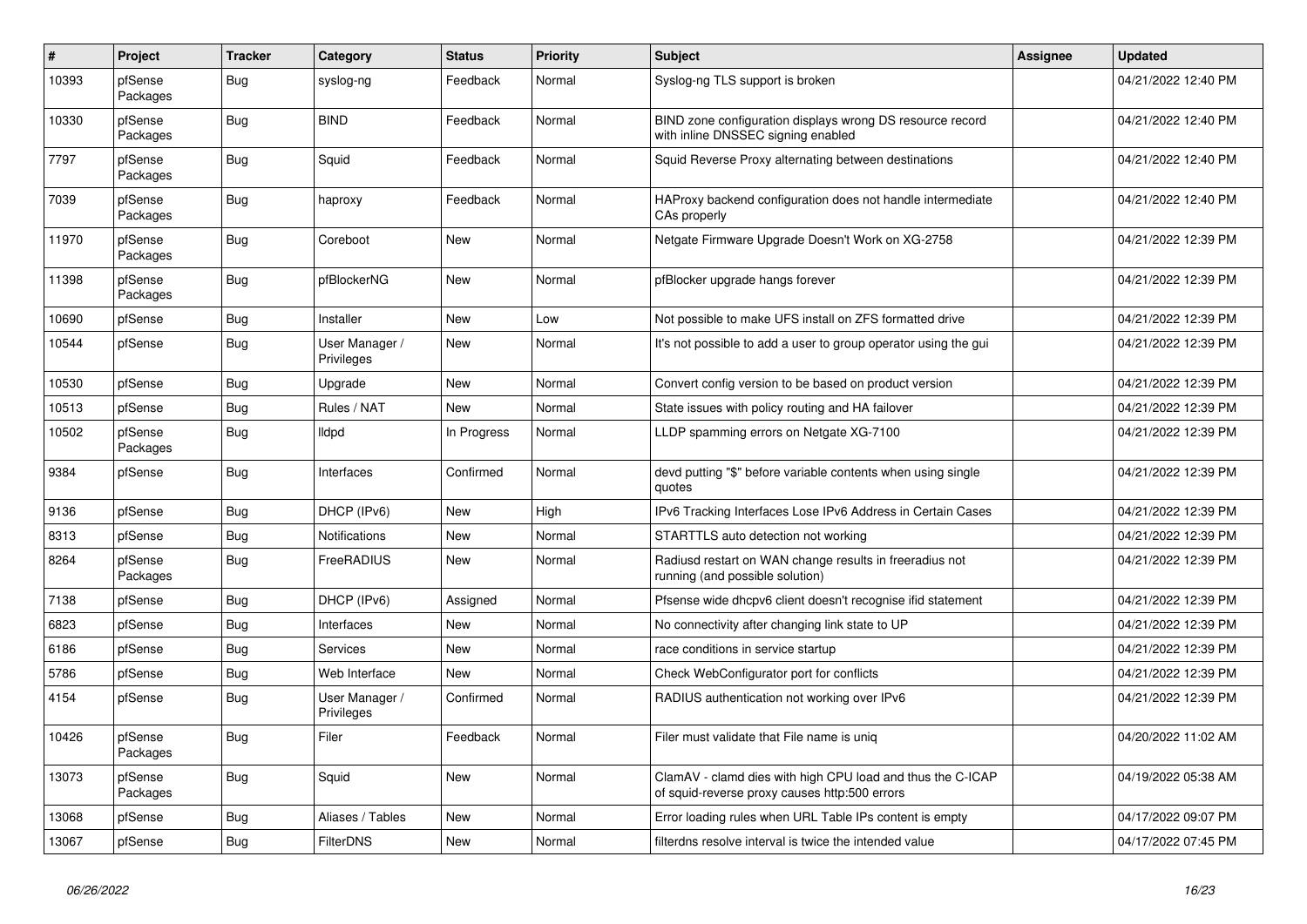| # | Project | Tracker | Category | Status | Priority | Subject | Assignee | Updated |
|---|---|---|---|---|---|---|---|---|
| 10393 | pfSense Packages | Bug | syslog-ng | Feedback | Normal | Syslog-ng TLS support is broken | | 04/21/2022 12:40 PM |
| 10330 | pfSense Packages | Bug | BIND | Feedback | Normal | BIND zone configuration displays wrong DS resource record with inline DNSSEC signing enabled | | 04/21/2022 12:40 PM |
| 7797 | pfSense Packages | Bug | Squid | Feedback | Normal | Squid Reverse Proxy alternating between destinations | | 04/21/2022 12:40 PM |
| 7039 | pfSense Packages | Bug | haproxy | Feedback | Normal | HAProxy backend configuration does not handle intermediate CAs properly | | 04/21/2022 12:40 PM |
| 11970 | pfSense Packages | Bug | Coreboot | New | Normal | Netgate Firmware Upgrade Doesn't Work on XG-2758 | | 04/21/2022 12:39 PM |
| 11398 | pfSense Packages | Bug | pfBlockerNG | New | Normal | pfBlocker upgrade hangs forever | | 04/21/2022 12:39 PM |
| 10690 | pfSense | Bug | Installer | New | Low | Not possible to make UFS install on ZFS formatted drive | | 04/21/2022 12:39 PM |
| 10544 | pfSense | Bug | User Manager / Privileges | New | Normal | It's not possible to add a user to group operator using the gui | | 04/21/2022 12:39 PM |
| 10530 | pfSense | Bug | Upgrade | New | Normal | Convert config version to be based on product version | | 04/21/2022 12:39 PM |
| 10513 | pfSense | Bug | Rules / NAT | New | Normal | State issues with policy routing and HA failover | | 04/21/2022 12:39 PM |
| 10502 | pfSense Packages | Bug | lldpd | In Progress | Normal | LLDP spamming errors on Netgate XG-7100 | | 04/21/2022 12:39 PM |
| 9384 | pfSense | Bug | Interfaces | Confirmed | Normal | devd putting "$" before variable contents when using single quotes | | 04/21/2022 12:39 PM |
| 9136 | pfSense | Bug | DHCP (IPv6) | New | High | IPv6 Tracking Interfaces Lose IPv6 Address in Certain Cases | | 04/21/2022 12:39 PM |
| 8313 | pfSense | Bug | Notifications | New | Normal | STARTTLS auto detection not working | | 04/21/2022 12:39 PM |
| 8264 | pfSense Packages | Bug | FreeRADIUS | New | Normal | Radiusd restart on WAN change results in freeradius not running (and possible solution) | | 04/21/2022 12:39 PM |
| 7138 | pfSense | Bug | DHCP (IPv6) | Assigned | Normal | Pfsense wide dhcpv6 client doesn't recognise ifid statement | | 04/21/2022 12:39 PM |
| 6823 | pfSense | Bug | Interfaces | New | Normal | No connectivity after changing link state to UP | | 04/21/2022 12:39 PM |
| 6186 | pfSense | Bug | Services | New | Normal | race conditions in service startup | | 04/21/2022 12:39 PM |
| 5786 | pfSense | Bug | Web Interface | New | Normal | Check WebConfigurator port for conflicts | | 04/21/2022 12:39 PM |
| 4154 | pfSense | Bug | User Manager / Privileges | Confirmed | Normal | RADIUS authentication not working over IPv6 | | 04/21/2022 12:39 PM |
| 10426 | pfSense Packages | Bug | Filer | Feedback | Normal | Filer must validate that File name is uniq | | 04/20/2022 11:02 AM |
| 13073 | pfSense Packages | Bug | Squid | New | Normal | ClamAV - clamd dies with high CPU load and thus the C-ICAP of squid-reverse proxy causes http:500 errors | | 04/19/2022 05:38 AM |
| 13068 | pfSense | Bug | Aliases / Tables | New | Normal | Error loading rules when URL Table IPs content is empty | | 04/17/2022 09:07 PM |
| 13067 | pfSense | Bug | FilterDNS | New | Normal | filterdns resolve interval is twice the intended value | | 04/17/2022 07:45 PM |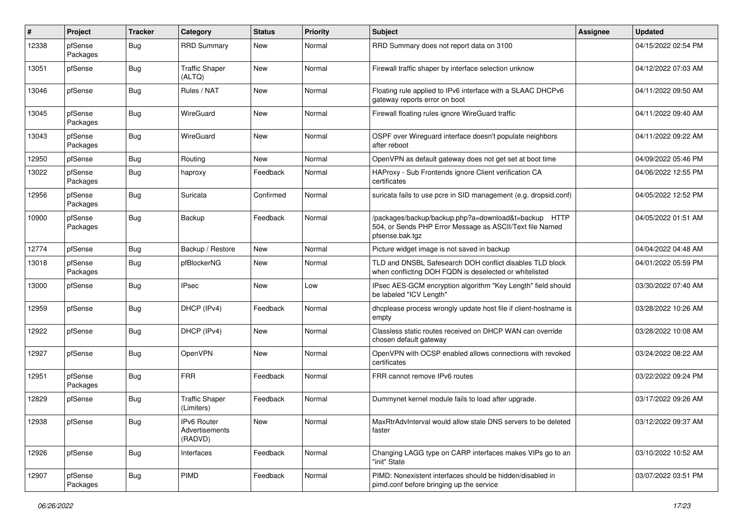| # | Project | Tracker | Category | Status | Priority | Subject | Assignee | Updated |
|---|---|---|---|---|---|---|---|---|
| 12338 | pfSense Packages | Bug | RRD Summary | New | Normal | RRD Summary does not report data on 3100 | | 04/15/2022 02:54 PM |
| 13051 | pfSense | Bug | Traffic Shaper (ALTQ) | New | Normal | Firewall traffic shaper by interface selection unknow | | 04/12/2022 07:03 AM |
| 13046 | pfSense | Bug | Rules / NAT | New | Normal | Floating rule applied to IPv6 interface with a SLAAC DHCPv6 gateway reports error on boot | | 04/11/2022 09:50 AM |
| 13045 | pfSense Packages | Bug | WireGuard | New | Normal | Firewall floating rules ignore WireGuard traffic | | 04/11/2022 09:40 AM |
| 13043 | pfSense Packages | Bug | WireGuard | New | Normal | OSPF over Wireguard interface doesn't populate neighbors after reboot | | 04/11/2022 09:22 AM |
| 12950 | pfSense | Bug | Routing | New | Normal | OpenVPN as default gateway does not get set at boot time | | 04/09/2022 05:46 PM |
| 13022 | pfSense Packages | Bug | haproxy | Feedback | Normal | HAProxy - Sub Frontends ignore Client verification CA certificates | | 04/06/2022 12:55 PM |
| 12956 | pfSense Packages | Bug | Suricata | Confirmed | Normal | suricata fails to use pcre in SID management (e.g. dropsid.conf) | | 04/05/2022 12:52 PM |
| 10900 | pfSense Packages | Bug | Backup | Feedback | Normal | /packages/backup/backup.php?a=download&t=backup HTTP 504, or Sends PHP Error Message as ASCII/Text file Named pfsense.bak.tgz | | 04/05/2022 01:51 AM |
| 12774 | pfSense | Bug | Backup / Restore | New | Normal | Picture widget image is not saved in backup | | 04/04/2022 04:48 AM |
| 13018 | pfSense Packages | Bug | pfBlockerNG | New | Normal | TLD and DNSBL Safesearch DOH conflict disables TLD block when conflicting DOH FQDN is deselected or whitelisted | | 04/01/2022 05:59 PM |
| 13000 | pfSense | Bug | IPsec | New | Low | IPsec AES-GCM encryption algorithm "Key Length" field should be labeled "ICV Length" | | 03/30/2022 07:40 AM |
| 12959 | pfSense | Bug | DHCP (IPv4) | Feedback | Normal | dhcplease process wrongly update host file if client-hostname is empty | | 03/28/2022 10:26 AM |
| 12922 | pfSense | Bug | DHCP (IPv4) | New | Normal | Classless static routes received on DHCP WAN can override chosen default gateway | | 03/28/2022 10:08 AM |
| 12927 | pfSense | Bug | OpenVPN | New | Normal | OpenVPN with OCSP enabled allows connections with revoked certificates | | 03/24/2022 08:22 AM |
| 12951 | pfSense Packages | Bug | FRR | Feedback | Normal | FRR cannot remove IPv6 routes | | 03/22/2022 09:24 PM |
| 12829 | pfSense | Bug | Traffic Shaper (Limiters) | Feedback | Normal | Dummynet kernel module fails to load after upgrade. | | 03/17/2022 09:26 AM |
| 12938 | pfSense | Bug | IPv6 Router Advertisements (RADVD) | New | Normal | MaxRtrAdvInterval would allow stale DNS servers to be deleted faster | | 03/12/2022 09:37 AM |
| 12926 | pfSense | Bug | Interfaces | Feedback | Normal | Changing LAGG type on CARP interfaces makes VIPs go to an "init" State | | 03/10/2022 10:52 AM |
| 12907 | pfSense Packages | Bug | PIMD | Feedback | Normal | PIMD: Nonexistent interfaces should be hidden/disabled in pimd.conf before bringing up the service | | 03/07/2022 03:51 PM |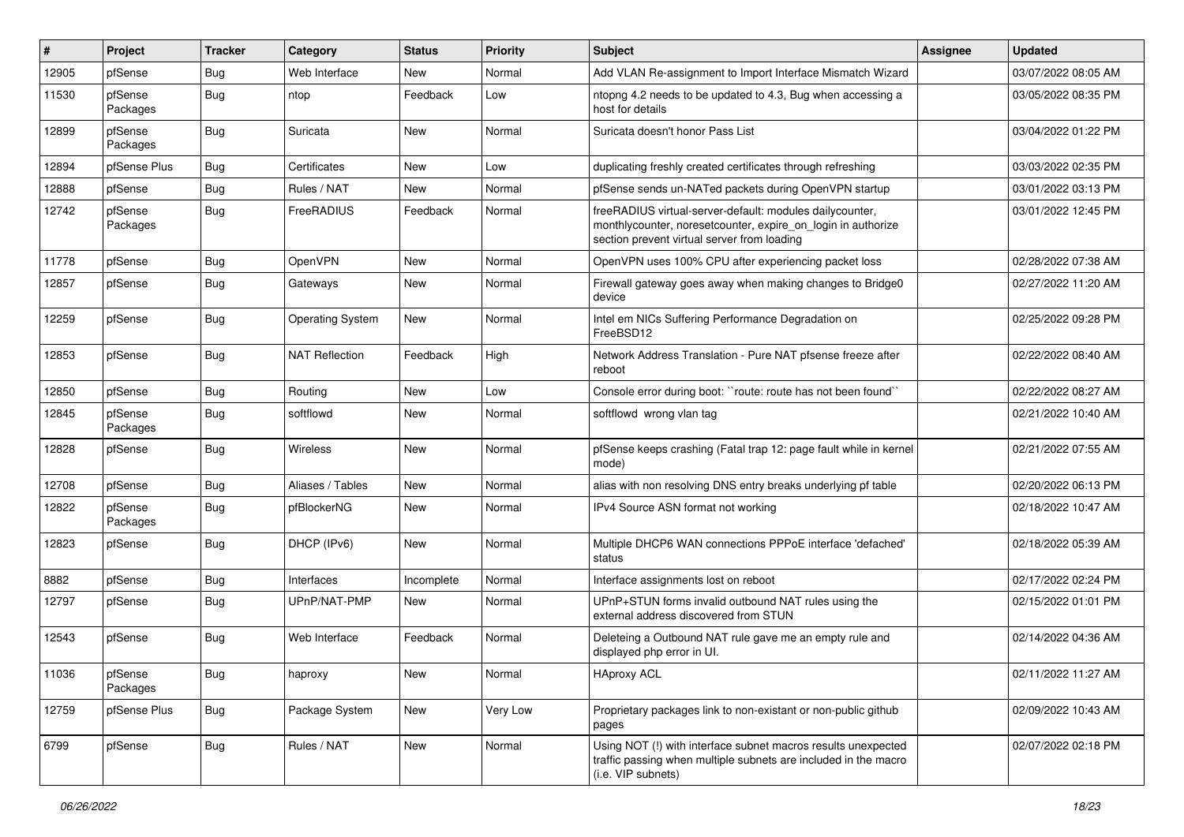| # | Project | Tracker | Category | Status | Priority | Subject | Assignee | Updated |
|---|---|---|---|---|---|---|---|---|
| 12905 | pfSense | Bug | Web Interface | New | Normal | Add VLAN Re-assignment to Import Interface Mismatch Wizard | | 03/07/2022 08:05 AM |
| 11530 | pfSense Packages | Bug | ntop | Feedback | Low | ntopng 4.2 needs to be updated to 4.3, Bug when accessing a host for details | | 03/05/2022 08:35 PM |
| 12899 | pfSense Packages | Bug | Suricata | New | Normal | Suricata doesn't honor Pass List | | 03/04/2022 01:22 PM |
| 12894 | pfSense Plus | Bug | Certificates | New | Low | duplicating freshly created certificates through refreshing | | 03/03/2022 02:35 PM |
| 12888 | pfSense | Bug | Rules / NAT | New | Normal | pfSense sends un-NATed packets during OpenVPN startup | | 03/01/2022 03:13 PM |
| 12742 | pfSense Packages | Bug | FreeRADIUS | Feedback | Normal | freeRADIUS virtual-server-default: modules dailycounter, monthlycounter, noresetcounter, expire_on_login in authorize section prevent virtual server from loading | | 03/01/2022 12:45 PM |
| 11778 | pfSense | Bug | OpenVPN | New | Normal | OpenVPN uses 100% CPU after experiencing packet loss | | 02/28/2022 07:38 AM |
| 12857 | pfSense | Bug | Gateways | New | Normal | Firewall gateway goes away when making changes to Bridge0 device | | 02/27/2022 11:20 AM |
| 12259 | pfSense | Bug | Operating System | New | Normal | Intel em NICs Suffering Performance Degradation on FreeBSD12 | | 02/25/2022 09:28 PM |
| 12853 | pfSense | Bug | NAT Reflection | Feedback | High | Network Address Translation - Pure NAT pfsense freeze after reboot | | 02/22/2022 08:40 AM |
| 12850 | pfSense | Bug | Routing | New | Low | Console error during boot: ``route: route has not been found`` | | 02/22/2022 08:27 AM |
| 12845 | pfSense Packages | Bug | softflowd | New | Normal | softflowd wrong vlan tag | | 02/21/2022 10:40 AM |
| 12828 | pfSense | Bug | Wireless | New | Normal | pfSense keeps crashing (Fatal trap 12: page fault while in kernel mode) | | 02/21/2022 07:55 AM |
| 12708 | pfSense | Bug | Aliases / Tables | New | Normal | alias with non resolving DNS entry breaks underlying pf table | | 02/20/2022 06:13 PM |
| 12822 | pfSense Packages | Bug | pfBlockerNG | New | Normal | IPv4 Source ASN format not working | | 02/18/2022 10:47 AM |
| 12823 | pfSense | Bug | DHCP (IPv6) | New | Normal | Multiple DHCP6 WAN connections PPPoE interface 'defached' status | | 02/18/2022 05:39 AM |
| 8882 | pfSense | Bug | Interfaces | Incomplete | Normal | Interface assignments lost on reboot | | 02/17/2022 02:24 PM |
| 12797 | pfSense | Bug | UPnP/NAT-PMP | New | Normal | UPnP+STUN forms invalid outbound NAT rules using the external address discovered from STUN | | 02/15/2022 01:01 PM |
| 12543 | pfSense | Bug | Web Interface | Feedback | Normal | Deleteing a Outbound NAT rule gave me an empty rule and displayed php error in UI. | | 02/14/2022 04:36 AM |
| 11036 | pfSense Packages | Bug | haproxy | New | Normal | HAproxy ACL | | 02/11/2022 11:27 AM |
| 12759 | pfSense Plus | Bug | Package System | New | Very Low | Proprietary packages link to non-existant or non-public github pages | | 02/09/2022 10:43 AM |
| 6799 | pfSense | Bug | Rules / NAT | New | Normal | Using NOT (!) with interface subnet macros results unexpected traffic passing when multiple subnets are included in the macro (i.e. VIP subnets) | | 02/07/2022 02:18 PM |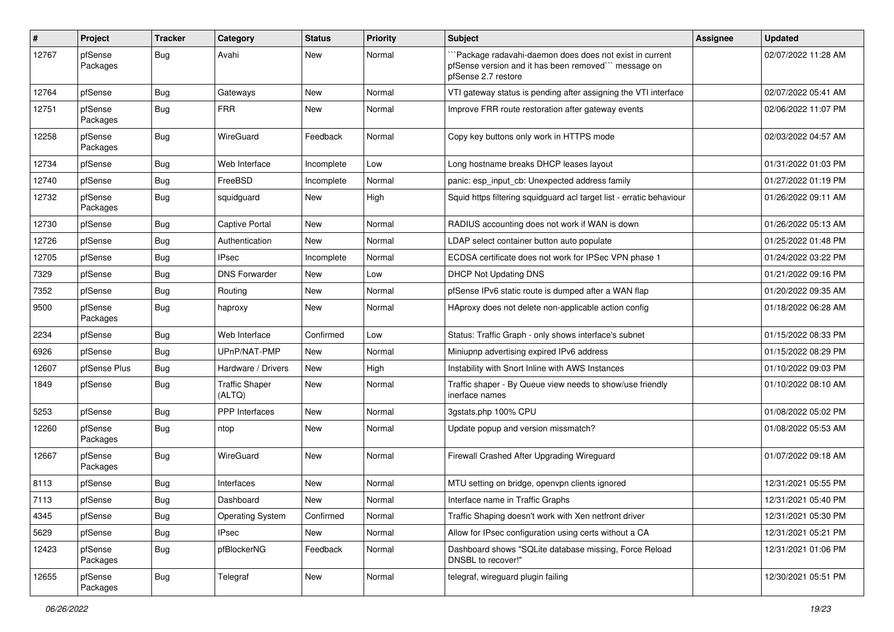| # | Project | Tracker | Category | Status | Priority | Subject | Assignee | Updated |
|---|---|---|---|---|---|---|---|---|
| 12767 | pfSense Packages | Bug | Avahi | New | Normal | ```Package radavahi-daemon does does not exist in current pfSense version and it has been removed``` message on pfSense 2.7 restore | | 02/07/2022 11:28 AM |
| 12764 | pfSense | Bug | Gateways | New | Normal | VTI gateway status is pending after assigning the VTI interface | | 02/07/2022 05:41 AM |
| 12751 | pfSense Packages | Bug | FRR | New | Normal | Improve FRR route restoration after gateway events | | 02/06/2022 11:07 PM |
| 12258 | pfSense Packages | Bug | WireGuard | Feedback | Normal | Copy key buttons only work in HTTPS mode | | 02/03/2022 04:57 AM |
| 12734 | pfSense | Bug | Web Interface | Incomplete | Low | Long hostname breaks DHCP leases layout | | 01/31/2022 01:03 PM |
| 12740 | pfSense | Bug | FreeBSD | Incomplete | Normal | panic: esp_input_cb: Unexpected address family | | 01/27/2022 01:19 PM |
| 12732 | pfSense Packages | Bug | squidguard | New | High | Squid https filtering squidguard acl target list - erratic behaviour | | 01/26/2022 09:11 AM |
| 12730 | pfSense | Bug | Captive Portal | New | Normal | RADIUS accounting does not work if WAN is down | | 01/26/2022 05:13 AM |
| 12726 | pfSense | Bug | Authentication | New | Normal | LDAP select container button auto populate | | 01/25/2022 01:48 PM |
| 12705 | pfSense | Bug | IPsec | Incomplete | Normal | ECDSA certificate does not work for IPSec VPN phase 1 | | 01/24/2022 03:22 PM |
| 7329 | pfSense | Bug | DNS Forwarder | New | Low | DHCP Not Updating DNS | | 01/21/2022 09:16 PM |
| 7352 | pfSense | Bug | Routing | New | Normal | pfSense IPv6 static route is dumped after a WAN flap | | 01/20/2022 09:35 AM |
| 9500 | pfSense Packages | Bug | haproxy | New | Normal | HAproxy does not delete non-applicable action config | | 01/18/2022 06:28 AM |
| 2234 | pfSense | Bug | Web Interface | Confirmed | Low | Status: Traffic Graph - only shows interface's subnet | | 01/15/2022 08:33 PM |
| 6926 | pfSense | Bug | UPnP/NAT-PMP | New | Normal | Miniupnp advertising expired IPv6 address | | 01/15/2022 08:29 PM |
| 12607 | pfSense Plus | Bug | Hardware / Drivers | New | High | Instability with Snort Inline with AWS Instances | | 01/10/2022 09:03 PM |
| 1849 | pfSense | Bug | Traffic Shaper (ALTQ) | New | Normal | Traffic shaper - By Queue view needs to show/use friendly inerface names | | 01/10/2022 08:10 AM |
| 5253 | pfSense | Bug | PPP Interfaces | New | Normal | 3gstats.php 100% CPU | | 01/08/2022 05:02 PM |
| 12260 | pfSense Packages | Bug | ntop | New | Normal | Update popup and version missmatch? | | 01/08/2022 05:53 AM |
| 12667 | pfSense Packages | Bug | WireGuard | New | Normal | Firewall Crashed After Upgrading Wireguard | | 01/07/2022 09:18 AM |
| 8113 | pfSense | Bug | Interfaces | New | Normal | MTU setting on bridge, openvpn clients ignored | | 12/31/2021 05:55 PM |
| 7113 | pfSense | Bug | Dashboard | New | Normal | Interface name in Traffic Graphs | | 12/31/2021 05:40 PM |
| 4345 | pfSense | Bug | Operating System | Confirmed | Normal | Traffic Shaping doesn't work with Xen netfront driver | | 12/31/2021 05:30 PM |
| 5629 | pfSense | Bug | IPsec | New | Normal | Allow for IPsec configuration using certs without a CA | | 12/31/2021 05:21 PM |
| 12423 | pfSense Packages | Bug | pfBlockerNG | Feedback | Normal | Dashboard shows "SQLite database missing, Force Reload DNSBL to recover!" | | 12/31/2021 01:06 PM |
| 12655 | pfSense Packages | Bug | Telegraf | New | Normal | telegraf, wireguard plugin failing | | 12/30/2021 05:51 PM |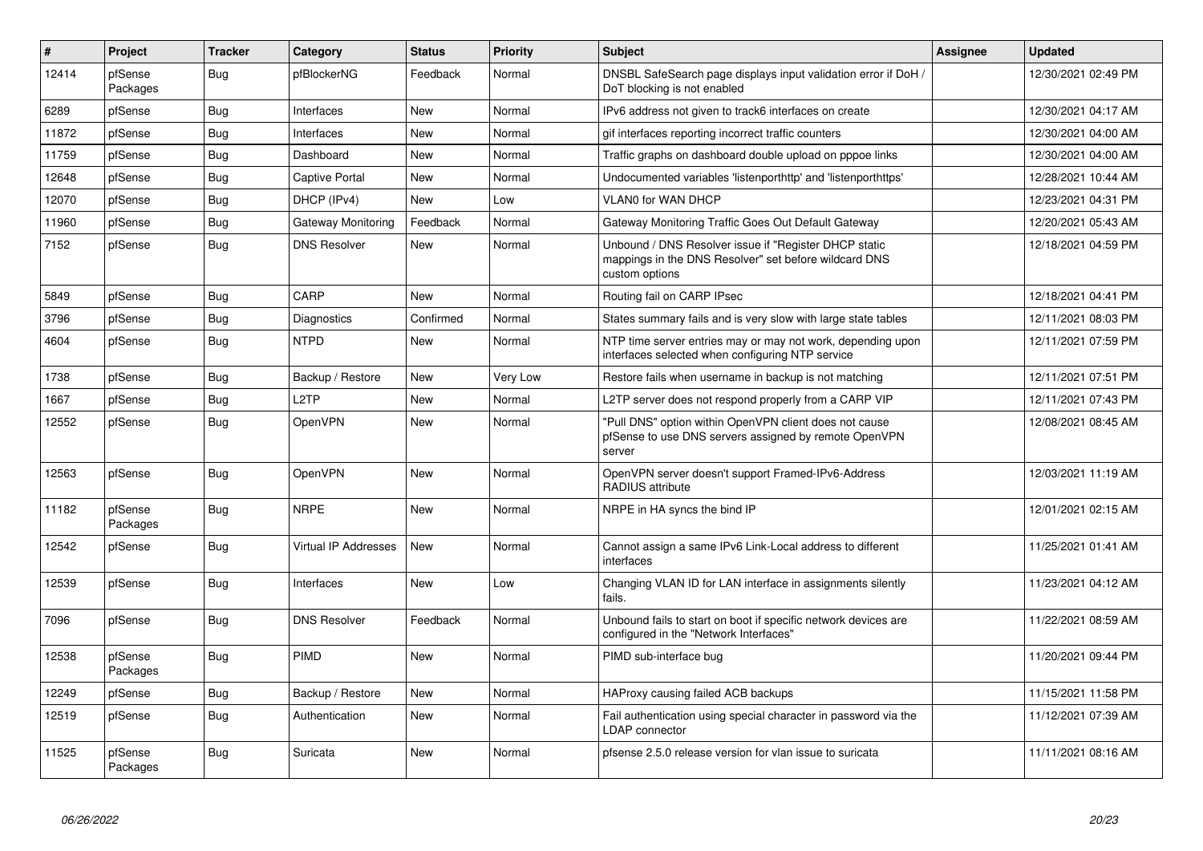| # | Project | Tracker | Category | Status | Priority | Subject | Assignee | Updated |
|---|---|---|---|---|---|---|---|---|
| 12414 | pfSense Packages | Bug | pfBlockerNG | Feedback | Normal | DNSBL SafeSearch page displays input validation error if DoH / DoT blocking is not enabled | | 12/30/2021 02:49 PM |
| 6289 | pfSense | Bug | Interfaces | New | Normal | IPv6 address not given to track6 interfaces on create | | 12/30/2021 04:17 AM |
| 11872 | pfSense | Bug | Interfaces | New | Normal | gif interfaces reporting incorrect traffic counters | | 12/30/2021 04:00 AM |
| 11759 | pfSense | Bug | Dashboard | New | Normal | Traffic graphs on dashboard double upload on pppoe links | | 12/30/2021 04:00 AM |
| 12648 | pfSense | Bug | Captive Portal | New | Normal | Undocumented variables 'listenporthttp' and 'listenporthttps' | | 12/28/2021 10:44 AM |
| 12070 | pfSense | Bug | DHCP (IPv4) | New | Low | VLAN0 for WAN DHCP | | 12/23/2021 04:31 PM |
| 11960 | pfSense | Bug | Gateway Monitoring | Feedback | Normal | Gateway Monitoring Traffic Goes Out Default Gateway | | 12/20/2021 05:43 AM |
| 7152 | pfSense | Bug | DNS Resolver | New | Normal | Unbound / DNS Resolver issue if "Register DHCP static mappings in the DNS Resolver" set before wildcard DNS custom options | | 12/18/2021 04:59 PM |
| 5849 | pfSense | Bug | CARP | New | Normal | Routing fail on CARP IPsec | | 12/18/2021 04:41 PM |
| 3796 | pfSense | Bug | Diagnostics | Confirmed | Normal | States summary fails and is very slow with large state tables | | 12/11/2021 08:03 PM |
| 4604 | pfSense | Bug | NTPD | New | Normal | NTP time server entries may or may not work, depending upon interfaces selected when configuring NTP service | | 12/11/2021 07:59 PM |
| 1738 | pfSense | Bug | Backup / Restore | New | Very Low | Restore fails when username in backup is not matching | | 12/11/2021 07:51 PM |
| 1667 | pfSense | Bug | L2TP | New | Normal | L2TP server does not respond properly from a CARP VIP | | 12/11/2021 07:43 PM |
| 12552 | pfSense | Bug | OpenVPN | New | Normal | "Pull DNS" option within OpenVPN client does not cause pfSense to use DNS servers assigned by remote OpenVPN server | | 12/08/2021 08:45 AM |
| 12563 | pfSense | Bug | OpenVPN | New | Normal | OpenVPN server doesn't support Framed-IPv6-Address RADIUS attribute | | 12/03/2021 11:19 AM |
| 11182 | pfSense Packages | Bug | NRPE | New | Normal | NRPE in HA syncs the bind IP | | 12/01/2021 02:15 AM |
| 12542 | pfSense | Bug | Virtual IP Addresses | New | Normal | Cannot assign a same IPv6 Link-Local address to different interfaces | | 11/25/2021 01:41 AM |
| 12539 | pfSense | Bug | Interfaces | New | Low | Changing VLAN ID for LAN interface in assignments silently fails. | | 11/23/2021 04:12 AM |
| 7096 | pfSense | Bug | DNS Resolver | Feedback | Normal | Unbound fails to start on boot if specific network devices are configured in the "Network Interfaces" | | 11/22/2021 08:59 AM |
| 12538 | pfSense Packages | Bug | PIMD | New | Normal | PIMD sub-interface bug | | 11/20/2021 09:44 PM |
| 12249 | pfSense | Bug | Backup / Restore | New | Normal | HAProxy causing failed ACB backups | | 11/15/2021 11:58 PM |
| 12519 | pfSense | Bug | Authentication | New | Normal | Fail authentication using special character in password via the LDAP connector | | 11/12/2021 07:39 AM |
| 11525 | pfSense Packages | Bug | Suricata | New | Normal | pfsense 2.5.0 release version for vlan issue to suricata | | 11/11/2021 08:16 AM |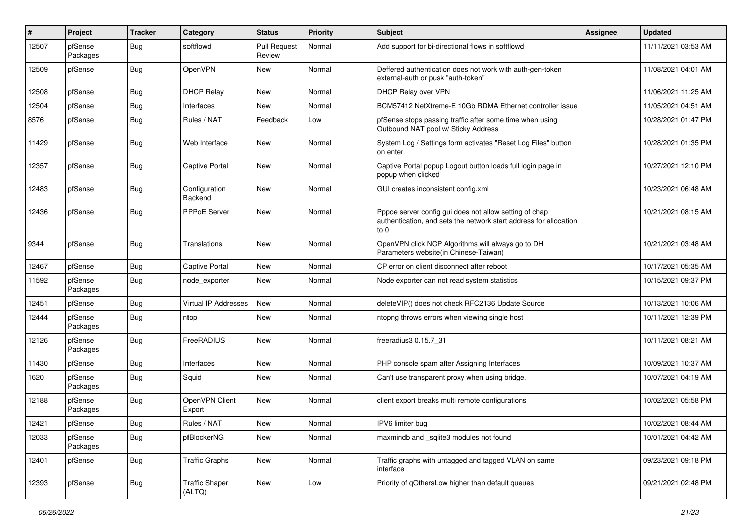| # | Project | Tracker | Category | Status | Priority | Subject | Assignee | Updated |
|---|---|---|---|---|---|---|---|---|
| 12507 | pfSense Packages | Bug | softflowd | Pull Request Review | Normal | Add support for bi-directional flows in softflowd | | 11/11/2021 03:53 AM |
| 12509 | pfSense | Bug | OpenVPN | New | Normal | Deffered authentication does not work with auth-gen-token external-auth or pusk "auth-token" | | 11/08/2021 04:01 AM |
| 12508 | pfSense | Bug | DHCP Relay | New | Normal | DHCP Relay over VPN | | 11/06/2021 11:25 AM |
| 12504 | pfSense | Bug | Interfaces | New | Normal | BCM57412 NetXtreme-E 10Gb RDMA Ethernet controller issue | | 11/05/2021 04:51 AM |
| 8576 | pfSense | Bug | Rules / NAT | Feedback | Low | pfSense stops passing traffic after some time when using Outbound NAT pool w/ Sticky Address | | 10/28/2021 01:47 PM |
| 11429 | pfSense | Bug | Web Interface | New | Normal | System Log / Settings form activates "Reset Log Files" button on enter | | 10/28/2021 01:35 PM |
| 12357 | pfSense | Bug | Captive Portal | New | Normal | Captive Portal popup Logout button loads full login page in popup when clicked | | 10/27/2021 12:10 PM |
| 12483 | pfSense | Bug | Configuration Backend | New | Normal | GUI creates inconsistent config.xml | | 10/23/2021 06:48 AM |
| 12436 | pfSense | Bug | PPPoE Server | New | Normal | Pppoe server config gui does not allow setting of chap authentication, and sets the network start address for allocation to 0 | | 10/21/2021 08:15 AM |
| 9344 | pfSense | Bug | Translations | New | Normal | OpenVPN click NCP Algorithms will always go to DH Parameters website(in Chinese-Taiwan) | | 10/21/2021 03:48 AM |
| 12467 | pfSense | Bug | Captive Portal | New | Normal | CP error on client disconnect after reboot | | 10/17/2021 05:35 AM |
| 11592 | pfSense Packages | Bug | node_exporter | New | Normal | Node exporter can not read system statistics | | 10/15/2021 09:37 PM |
| 12451 | pfSense | Bug | Virtual IP Addresses | New | Normal | deleteVIP() does not check RFC2136 Update Source | | 10/13/2021 10:06 AM |
| 12444 | pfSense Packages | Bug | ntop | New | Normal | ntopng throws errors when viewing single host | | 10/11/2021 12:39 PM |
| 12126 | pfSense Packages | Bug | FreeRADIUS | New | Normal | freeradius3 0.15.7_31 | | 10/11/2021 08:21 AM |
| 11430 | pfSense | Bug | Interfaces | New | Normal | PHP console spam after Assigning Interfaces | | 10/09/2021 10:37 AM |
| 1620 | pfSense Packages | Bug | Squid | New | Normal | Can't use transparent proxy when using bridge. | | 10/07/2021 04:19 AM |
| 12188 | pfSense Packages | Bug | OpenVPN Client Export | New | Normal | client export breaks multi remote configurations | | 10/02/2021 05:58 PM |
| 12421 | pfSense | Bug | Rules / NAT | New | Normal | IPV6 limiter bug | | 10/02/2021 08:44 AM |
| 12033 | pfSense Packages | Bug | pfBlockerNG | New | Normal | maxmindb and _sqlite3 modules not found | | 10/01/2021 04:42 AM |
| 12401 | pfSense | Bug | Traffic Graphs | New | Normal | Traffic graphs with untagged and tagged VLAN on same interface | | 09/23/2021 09:18 PM |
| 12393 | pfSense | Bug | Traffic Shaper (ALTQ) | New | Low | Priority of qOthersLow higher than default queues | | 09/21/2021 02:48 PM |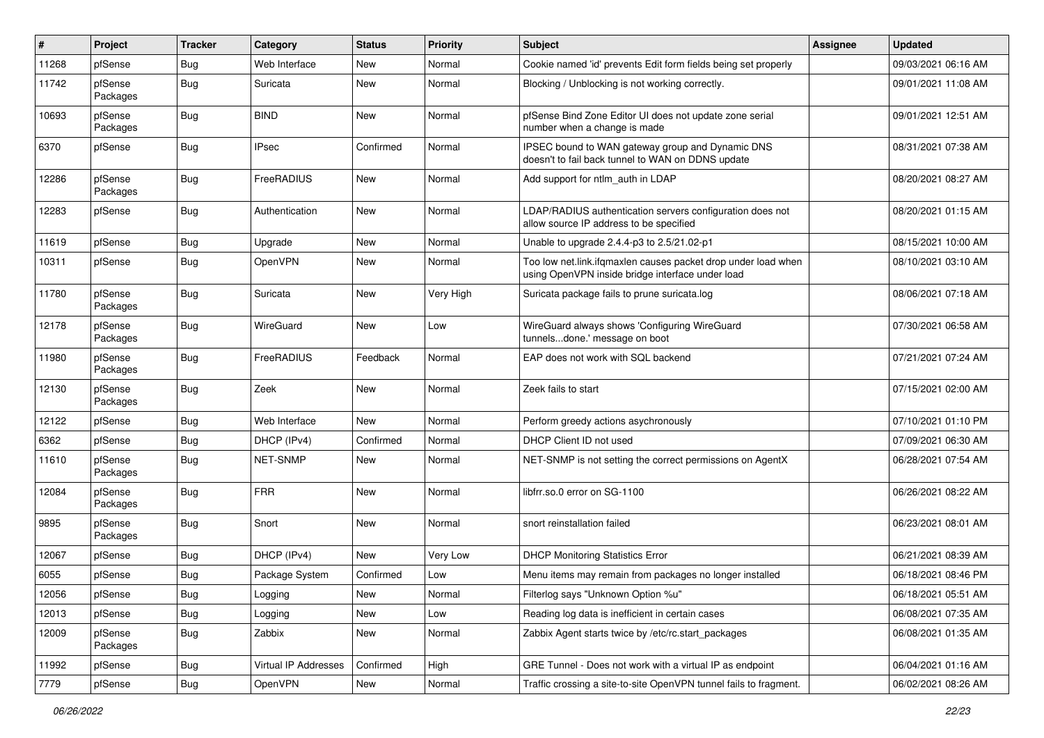| # | Project | Tracker | Category | Status | Priority | Subject | Assignee | Updated |
|---|---|---|---|---|---|---|---|---|
| 11268 | pfSense | Bug | Web Interface | New | Normal | Cookie named 'id' prevents Edit form fields being set properly | | 09/03/2021 06:16 AM |
| 11742 | pfSense Packages | Bug | Suricata | New | Normal | Blocking / Unblocking is not working correctly. | | 09/01/2021 11:08 AM |
| 10693 | pfSense Packages | Bug | BIND | New | Normal | pfSense Bind Zone Editor UI does not update zone serial number when a change is made | | 09/01/2021 12:51 AM |
| 6370 | pfSense | Bug | IPsec | Confirmed | Normal | IPSEC bound to WAN gateway group and Dynamic DNS doesn't to fail back tunnel to WAN on DDNS update | | 08/31/2021 07:38 AM |
| 12286 | pfSense Packages | Bug | FreeRADIUS | New | Normal | Add support for ntlm_auth in LDAP | | 08/20/2021 08:27 AM |
| 12283 | pfSense | Bug | Authentication | New | Normal | LDAP/RADIUS authentication servers configuration does not allow source IP address to be specified | | 08/20/2021 01:15 AM |
| 11619 | pfSense | Bug | Upgrade | New | Normal | Unable to upgrade 2.4.4-p3 to 2.5/21.02-p1 | | 08/15/2021 10:00 AM |
| 10311 | pfSense | Bug | OpenVPN | New | Normal | Too low net.link.ifqmaxlen causes packet drop under load when using OpenVPN inside bridge interface under load | | 08/10/2021 03:10 AM |
| 11780 | pfSense Packages | Bug | Suricata | New | Very High | Suricata package fails to prune suricata.log | | 08/06/2021 07:18 AM |
| 12178 | pfSense Packages | Bug | WireGuard | New | Low | WireGuard always shows 'Configuring WireGuard tunnels...done.' message on boot | | 07/30/2021 06:58 AM |
| 11980 | pfSense Packages | Bug | FreeRADIUS | Feedback | Normal | EAP does not work with SQL backend | | 07/21/2021 07:24 AM |
| 12130 | pfSense Packages | Bug | Zeek | New | Normal | Zeek fails to start | | 07/15/2021 02:00 AM |
| 12122 | pfSense | Bug | Web Interface | New | Normal | Perform greedy actions asychronously | | 07/10/2021 01:10 PM |
| 6362 | pfSense | Bug | DHCP (IPv4) | Confirmed | Normal | DHCP Client ID not used | | 07/09/2021 06:30 AM |
| 11610 | pfSense Packages | Bug | NET-SNMP | New | Normal | NET-SNMP is not setting the correct permissions on AgentX | | 06/28/2021 07:54 AM |
| 12084 | pfSense Packages | Bug | FRR | New | Normal | libfrr.so.0 error on SG-1100 | | 06/26/2021 08:22 AM |
| 9895 | pfSense Packages | Bug | Snort | New | Normal | snort reinstallation failed | | 06/23/2021 08:01 AM |
| 12067 | pfSense | Bug | DHCP (IPv4) | New | Very Low | DHCP Monitoring Statistics Error | | 06/21/2021 08:39 AM |
| 6055 | pfSense | Bug | Package System | Confirmed | Low | Menu items may remain from packages no longer installed | | 06/18/2021 08:46 PM |
| 12056 | pfSense | Bug | Logging | New | Normal | Filterlog says "Unknown Option %u" | | 06/18/2021 05:51 AM |
| 12013 | pfSense | Bug | Logging | New | Low | Reading log data is inefficient in certain cases | | 06/08/2021 07:35 AM |
| 12009 | pfSense Packages | Bug | Zabbix | New | Normal | Zabbix Agent starts twice by /etc/rc.start_packages | | 06/08/2021 01:35 AM |
| 11992 | pfSense | Bug | Virtual IP Addresses | Confirmed | High | GRE Tunnel - Does not work with a virtual IP as endpoint | | 06/04/2021 01:16 AM |
| 7779 | pfSense | Bug | OpenVPN | New | Normal | Traffic crossing a site-to-site OpenVPN tunnel fails to fragment. | | 06/02/2021 08:26 AM |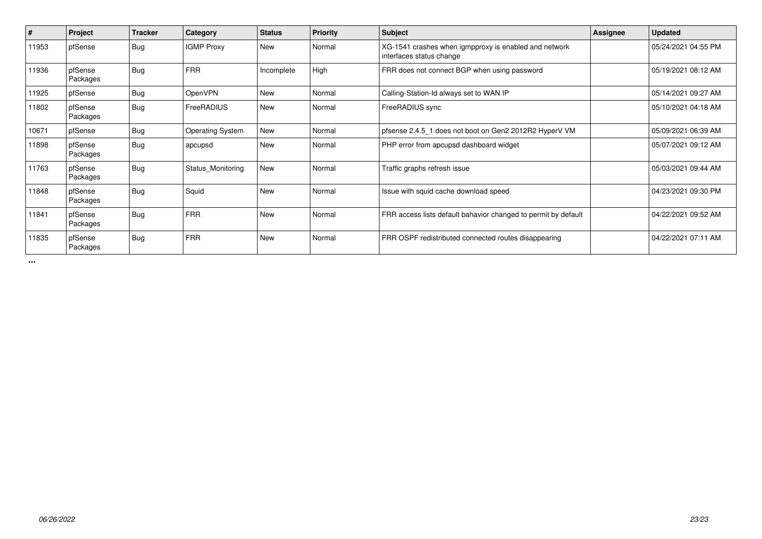| # | Project | Tracker | Category | Status | Priority | Subject | Assignee | Updated |
|---|---|---|---|---|---|---|---|---|
| 11953 | pfSense | Bug | IGMP Proxy | New | Normal | XG-1541 crashes when igmpproxy is enabled and network interfaces status change | | 05/24/2021 04:55 PM |
| 11936 | pfSense Packages | Bug | FRR | Incomplete | High | FRR does not connect BGP when using password | | 05/19/2021 08:12 AM |
| 11925 | pfSense | Bug | OpenVPN | New | Normal | Calling-Station-Id always set to WAN IP | | 05/14/2021 09:27 AM |
| 11802 | pfSense Packages | Bug | FreeRADIUS | New | Normal | FreeRADIUS sync | | 05/10/2021 04:18 AM |
| 10671 | pfSense | Bug | Operating System | New | Normal | pfsense 2.4.5_1 does not boot on Gen2 2012R2 HyperV VM | | 05/09/2021 06:39 AM |
| 11898 | pfSense Packages | Bug | apcupsd | New | Normal | PHP error from apcupsd dashboard widget | | 05/07/2021 09:12 AM |
| 11763 | pfSense Packages | Bug | Status_Monitoring | New | Normal | Traffic graphs refresh issue | | 05/03/2021 09:44 AM |
| 11848 | pfSense Packages | Bug | Squid | New | Normal | Issue with squid cache download speed | | 04/23/2021 09:30 PM |
| 11841 | pfSense Packages | Bug | FRR | New | Normal | FRR access lists default bahavior changed to permit by default | | 04/22/2021 09:52 AM |
| 11835 | pfSense Packages | Bug | FRR | New | Normal | FRR OSPF redistributed connected routes disappearing | | 04/22/2021 07:11 AM |

...